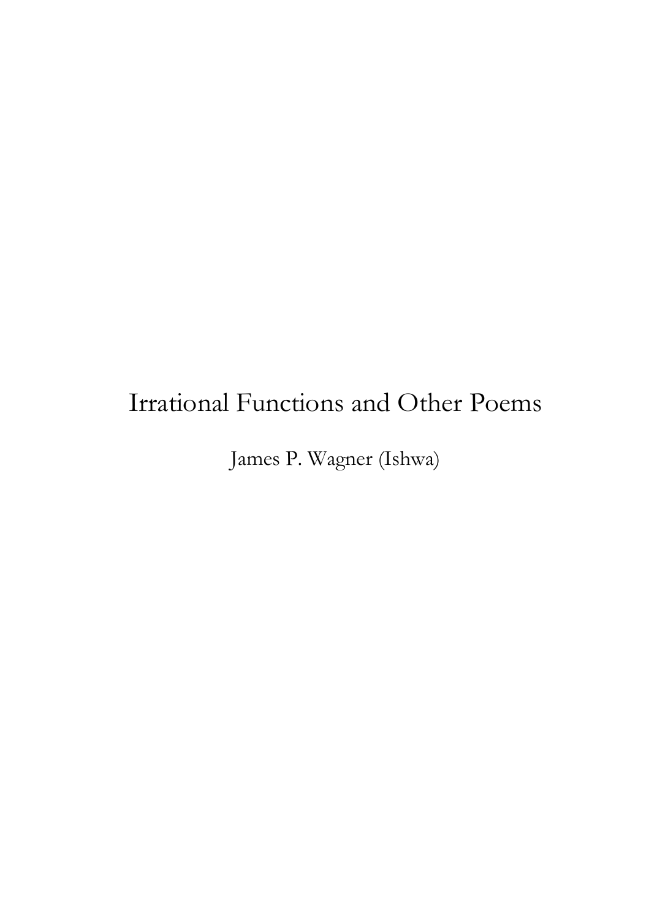# Irrational Functions and Other Poems

James P. Wagner (Ishwa)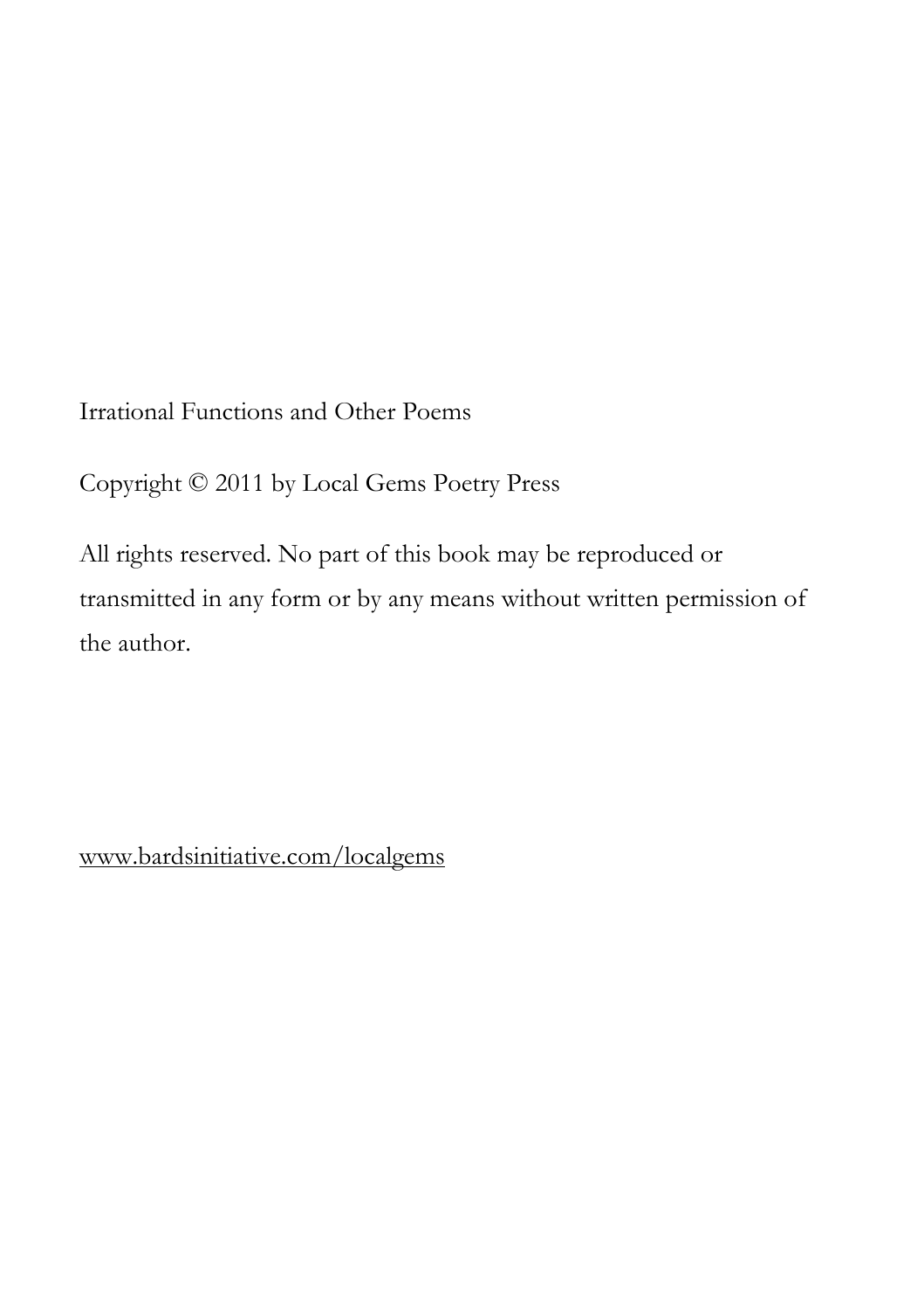Irrational Functions and Other Poems

Copyright © 2011 by Local Gems Poetry Press

All rights reserved. No part of this book may be reproduced or transmitted in any form or by any means without written permission of the author.

www.bardsinitiative.com/localgems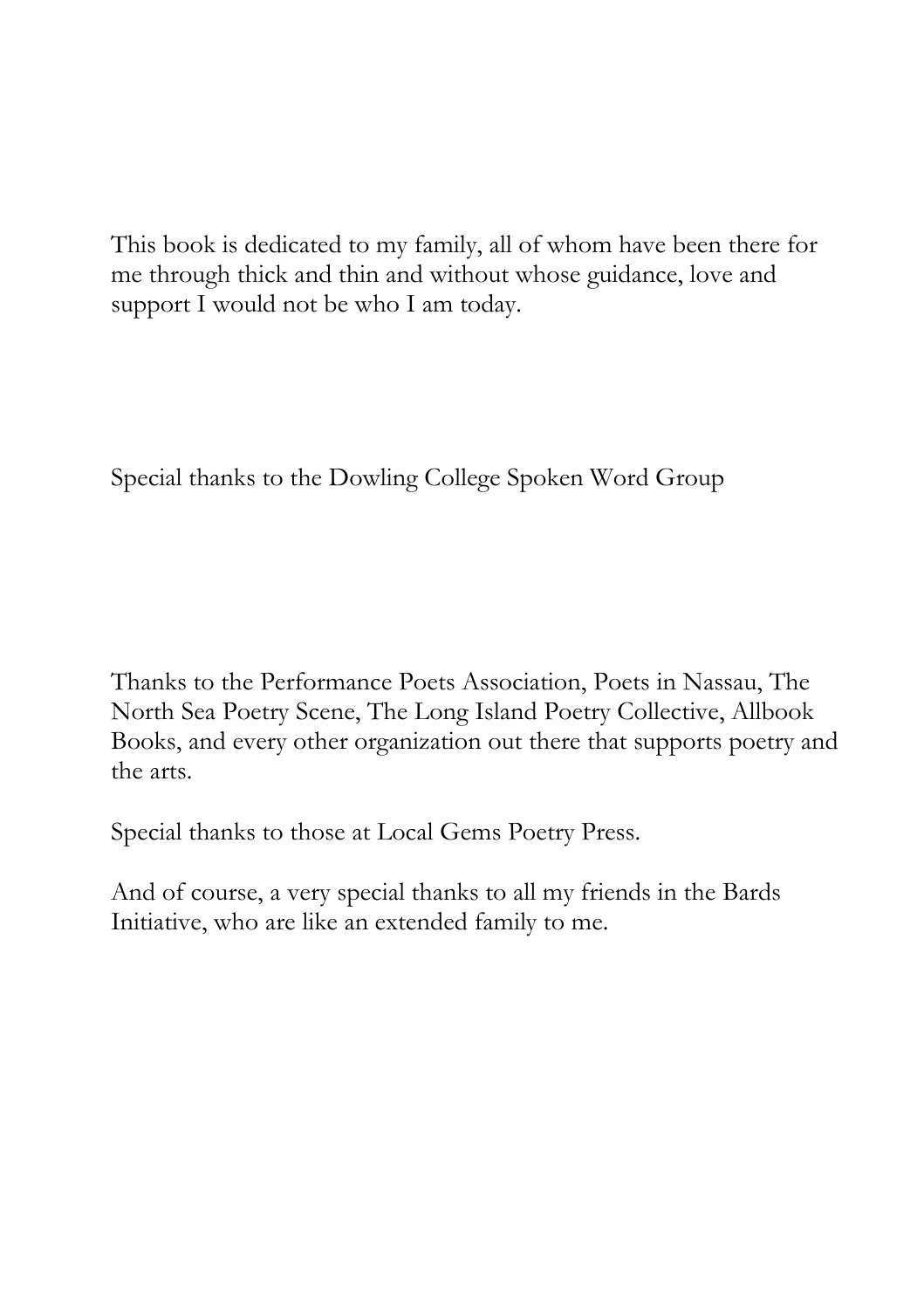This book is dedicated to my family, all of whom have been there for me through thick and thin and without whose guidance, love and support I would not be who I am today.

Special thanks to the Dowling College Spoken Word Group

Thanks to the Performance Poets Association, Poets in Nassau, The North Sea Poetry Scene, The Long Island Poetry Collective, Allbook Books, and every other organization out there that supports poetry and the arts.

Special thanks to those at Local Gems Poetry Press.

And of course, a very special thanks to all my friends in the Bards Initiative, who are like an extended family to me.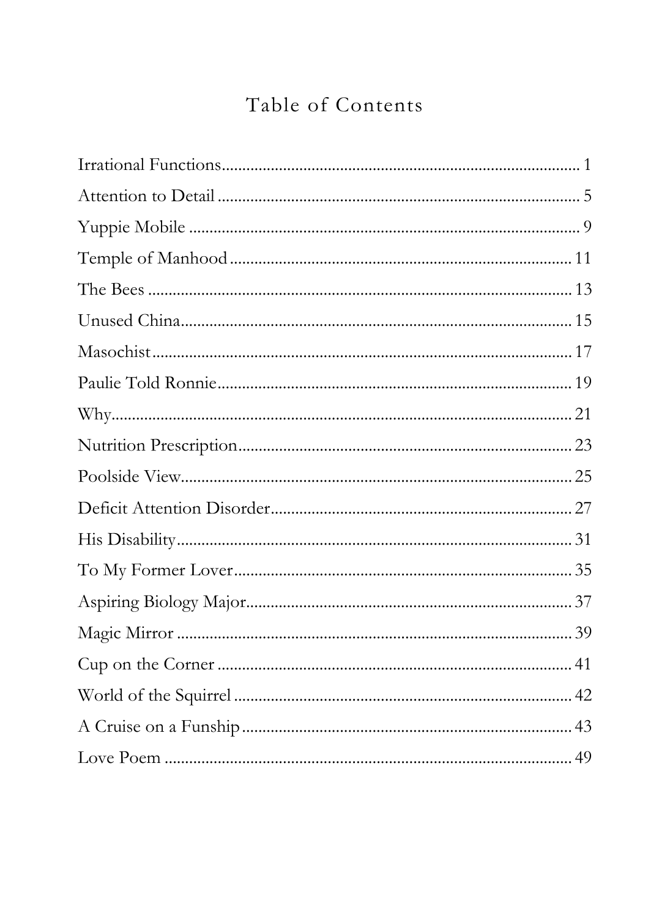# Table of Contents

| | |
|---|---|
| Irrational Functions | 1 |
| Attention to Detail | 5 |
| Yuppie Mobile | 9 |
| Temple of Manhood | 11 |
| The Bees | 13 |
| Unused China | 15 |
| Masochist | 17 |
| Paulie Told Ronnie | 19 |
| Why | 21 |
| Nutrition Prescription | 23 |
| Poolside View | 25 |
| Deficit Attention Disorder | 27 |
| His Disability | 31 |
| To My Former Lover | 35 |
| Aspiring Biology Major | 37 |
| Magic Mirror | 39 |
| Cup on the Corner | 41 |
| World of the Squirrel | 42 |
| A Cruise on a Funship | 43 |
| Love Poem | 49 |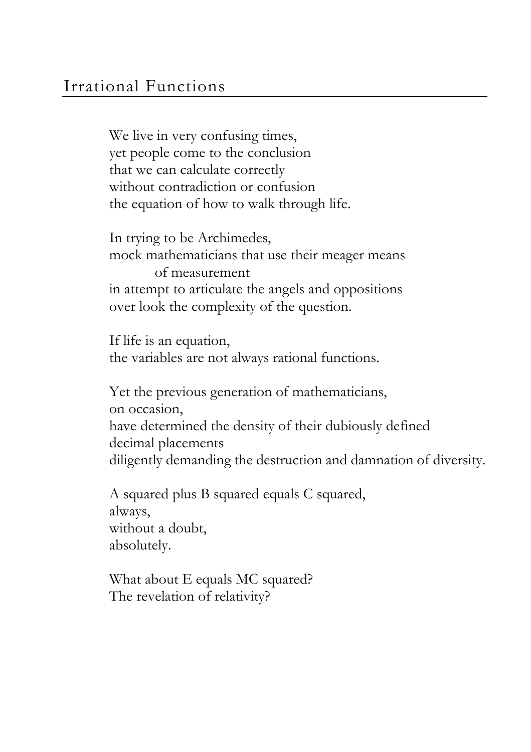## Irrational Functions

We live in very confusing times,  
yet people come to the conclusion  
that we can calculate correctly  
without contradiction or confusion  
the equation of how to walk through life.

In trying to be Archimedes,  
mock mathematicians that use their meager means  
        of measurement  
in attempt to articulate the angels and oppositions  
over look the complexity of the question.

If life is an equation,  
the variables are not always rational functions.

Yet the previous generation of mathematicians,  
on occasion,  
have determined the density of their dubiously defined  
decimal placements  
diligently demanding the destruction and damnation of diversity.

A squared plus B squared equals C squared,  
always,  
without a doubt,  
absolutely.

What about E equals MC squared?  
The revelation of relativity?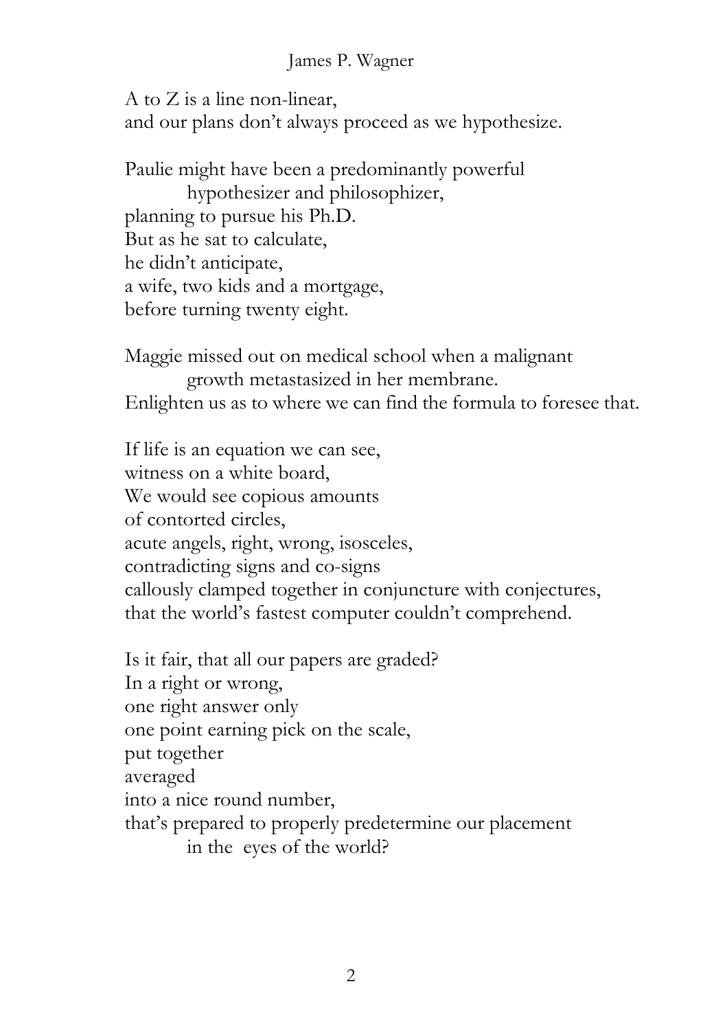A to Z is a line non-linear,  
and our plans don't always proceed as we hypothesize.

Paulie might have been a predominantly powerful  
    hypothesizer and philosophizer,  
planning to pursue his Ph.D.  
But as he sat to calculate,  
he didn't anticipate,  
a wife, two kids and a mortgage,  
before turning twenty eight.

Maggie missed out on medical school when a malignant  
    growth metastasized in her membrane.  
Enlighten us as to where we can find the formula to foresee that.

If life is an equation we can see,  
witness on a white board,  
We would see copious amounts  
of contorted circles,  
acute angels, right, wrong, isosceles,  
contradicting signs and co-signs  
callously clamped together in conjuncture with conjectures,  
that the world's fastest computer couldn't comprehend.

Is it fair, that all our papers are graded?  
In a right or wrong,  
one right answer only  
one point earning pick on the scale,  
put together  
averaged  
into a nice round number,  
that's prepared to properly predetermine our placement  
    in the eyes of the world?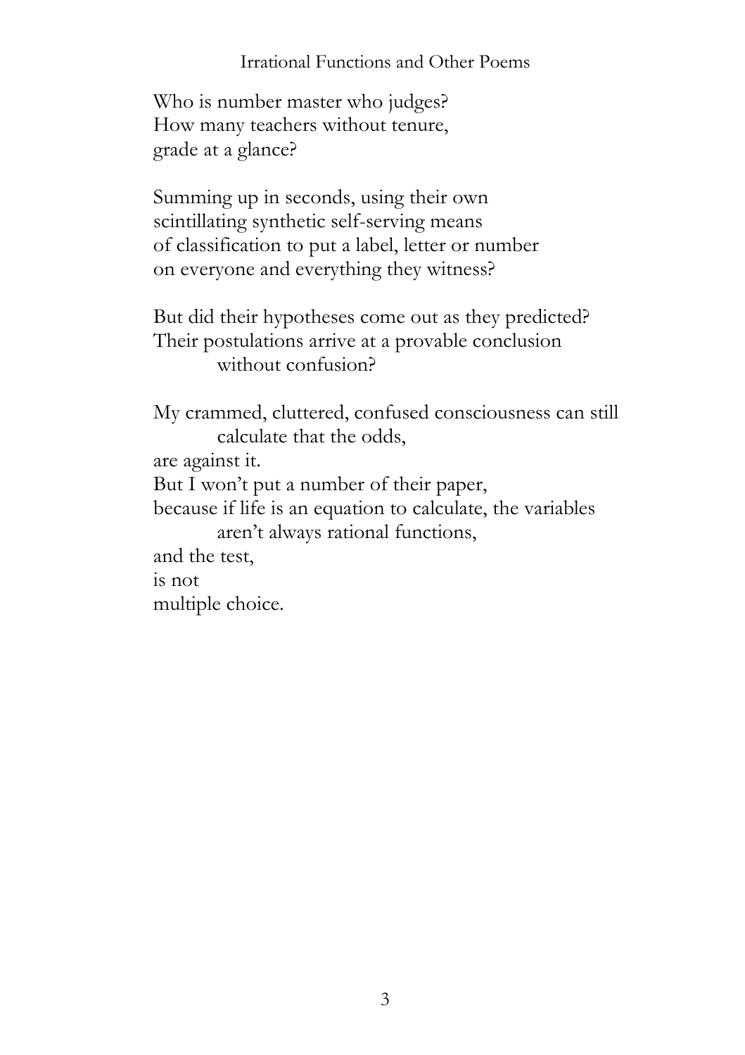Who is number master who judges?
How many teachers without tenure,
grade at a glance?

Summing up in seconds, using their own
scintillating synthetic self-serving means
of classification to put a label, letter or number
on everyone and everything they witness?

But did their hypotheses come out as they predicted?
Their postulations arrive at a provable conclusion
&nbsp;&nbsp;&nbsp;&nbsp;&nbsp;&nbsp;&nbsp;&nbsp;without confusion?

My crammed, cluttered, confused consciousness can still
&nbsp;&nbsp;&nbsp;&nbsp;&nbsp;&nbsp;&nbsp;&nbsp;calculate that the odds,
are against it.
But I won't put a number of their paper,
because if life is an equation to calculate, the variables
&nbsp;&nbsp;&nbsp;&nbsp;&nbsp;&nbsp;&nbsp;&nbsp;aren't always rational functions,
and the test,
is not
multiple choice.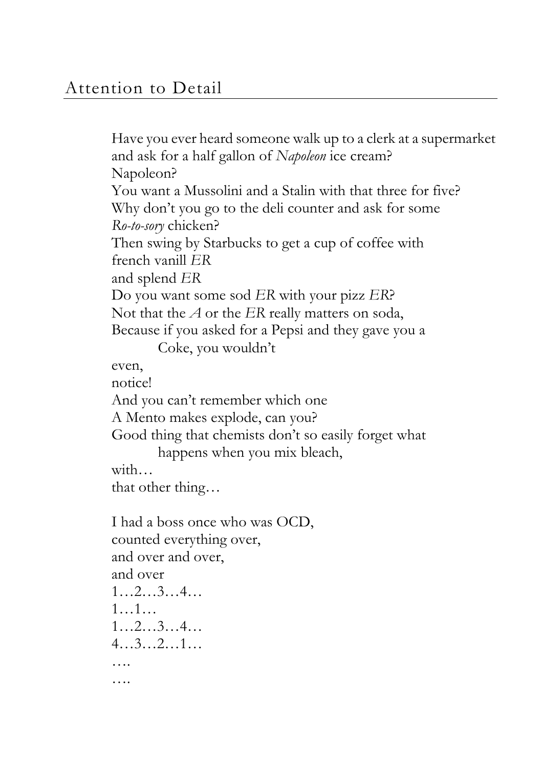## Attention to Detail

Have you ever heard someone walk up to a clerk at a supermarket  
and ask for a half gallon of *Napoleon* ice cream?  
Napoleon?  
You want a Mussolini and a Stalin with that three for five?  
Why don't you go to the deli counter and ask for some  
*Ro-to-sory* chicken?  
Then swing by Starbucks to get a cup of coffee with  
french vanill *ER*  
and splend *ER*  
Do you want some sod *ER* with your pizz *ER*?  
Not that the *A* or the *ER* really matters on soda,  
Because if you asked for a Pepsi and they gave you a  
        Coke, you wouldn't  
even,  
notice!  
And you can't remember which one  
A Mento makes explode, can you?  
Good thing that chemists don't so easily forget what  
        happens when you mix bleach,  
with…  
that other thing…

I had a boss once who was OCD,  
counted everything over,  
and over and over,  
and over  
1…2…3…4…  
1…1…  
1…2…3…4…  
4…3…2…1…  
….  
….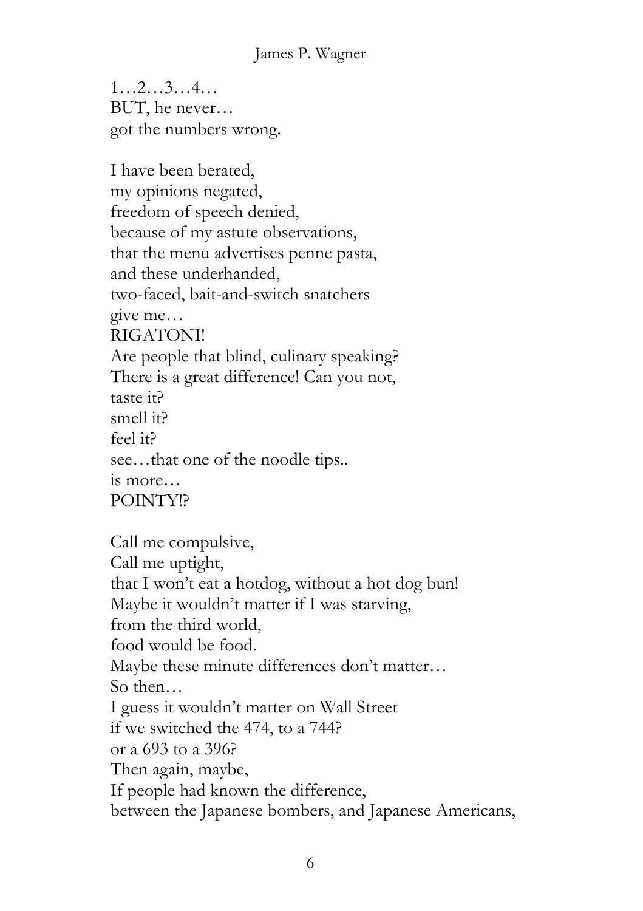1…2…3…4…  
BUT, he never…  
got the numbers wrong.

I have been berated,  
my opinions negated,  
freedom of speech denied,  
because of my astute observations,  
that the menu advertises penne pasta,  
and these underhanded,  
two-faced, bait-and-switch snatchers  
give me…  
RIGATONI!  
Are people that blind, culinary speaking?  
There is a great difference! Can you not,  
taste it?  
smell it?  
feel it?  
see…that one of the noodle tips..  
is more…  
POINTY!?

Call me compulsive,  
Call me uptight,  
that I won't eat a hotdog, without a hot dog bun!  
Maybe it wouldn't matter if I was starving,  
from the third world,  
food would be food.  
Maybe these minute differences don't matter…  
So then…  
I guess it wouldn't matter on Wall Street  
if we switched the 474, to a 744?  
or a 693 to a 396?  
Then again, maybe,  
If people had known the difference,  
between the Japanese bombers, and Japanese Americans,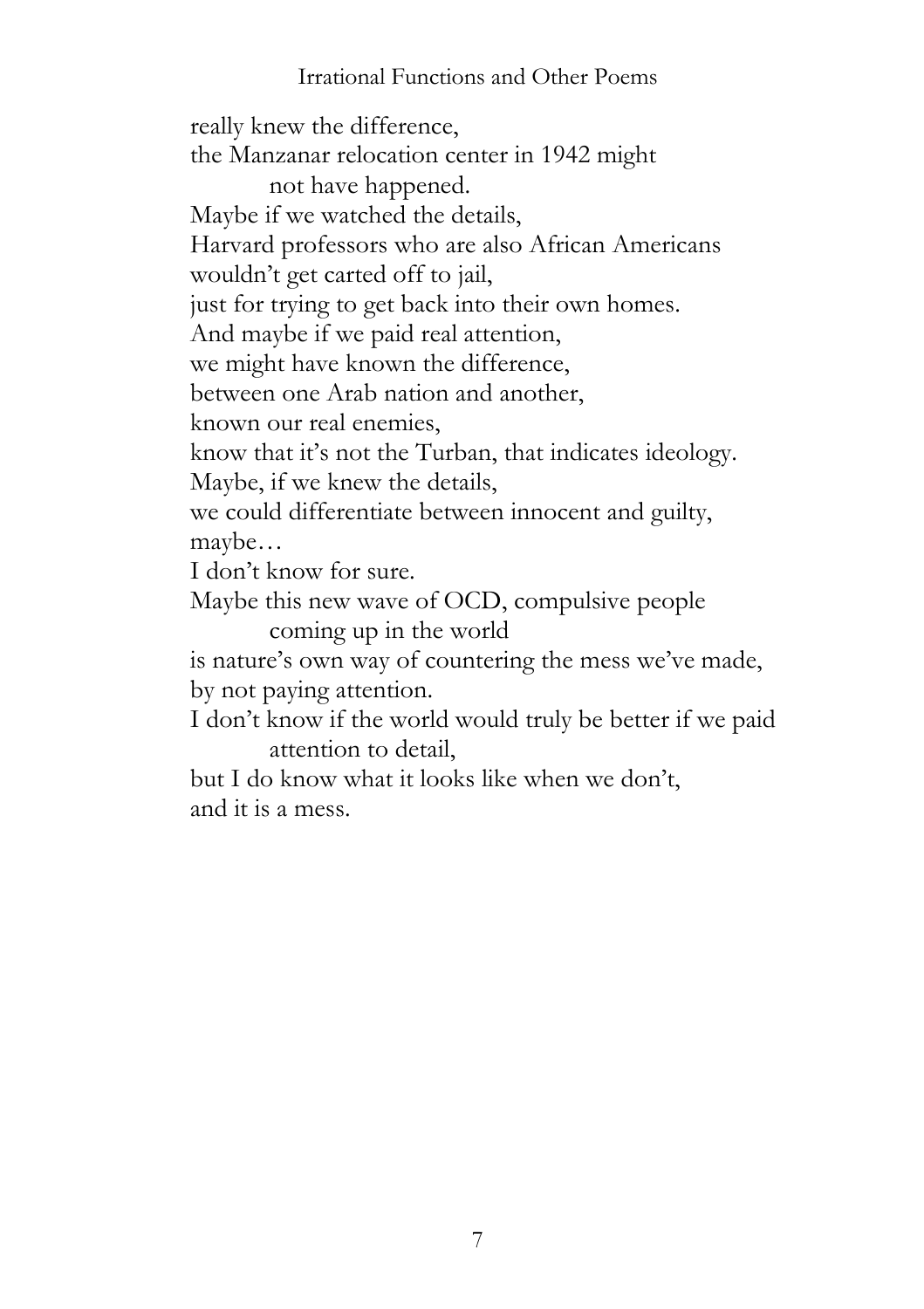really knew the difference,  
the Manzanar relocation center in 1942 might  
        not have happened.  
Maybe if we watched the details,  
Harvard professors who are also African Americans  
wouldn't get carted off to jail,  
just for trying to get back into their own homes.  
And maybe if we paid real attention,  
we might have known the difference,  
between one Arab nation and another,  
known our real enemies,  
know that it's not the Turban, that indicates ideology.  
Maybe, if we knew the details,  
we could differentiate between innocent and guilty,  
maybe…  
I don't know for sure.  
Maybe this new wave of OCD, compulsive people  
        coming up in the world  
is nature's own way of countering the mess we've made,  
by not paying attention.  
I don't know if the world would truly be better if we paid  
        attention to detail,  
but I do know what it looks like when we don't,  
and it is a mess.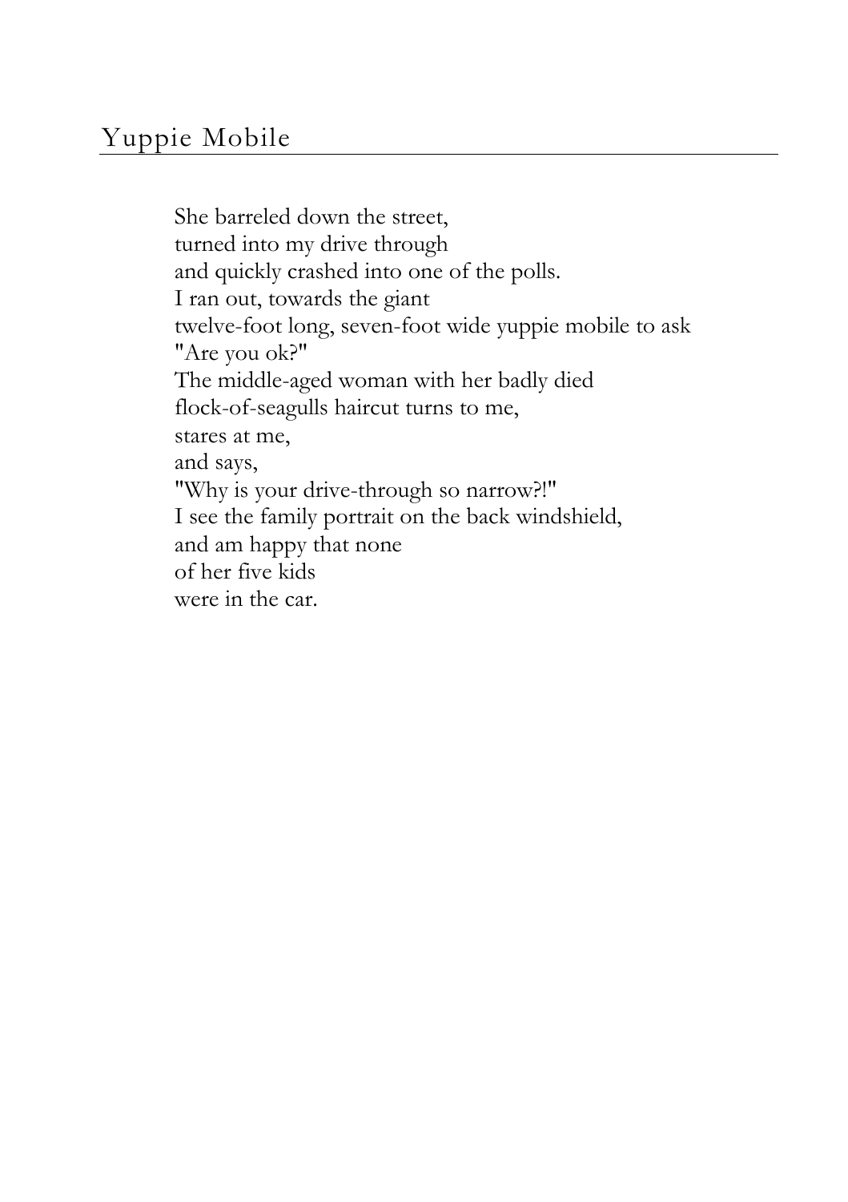## Yuppie Mobile

She barreled down the street,
turned into my drive through
and quickly crashed into one of the polls.
I ran out, towards the giant
twelve-foot long, seven-foot wide yuppie mobile to ask
"Are you ok?"
The middle-aged woman with her badly died
flock-of-seagulls haircut turns to me,
stares at me,
and says,
"Why is your drive-through so narrow?!"
I see the family portrait on the back windshield,
and am happy that none
of her five kids
were in the car.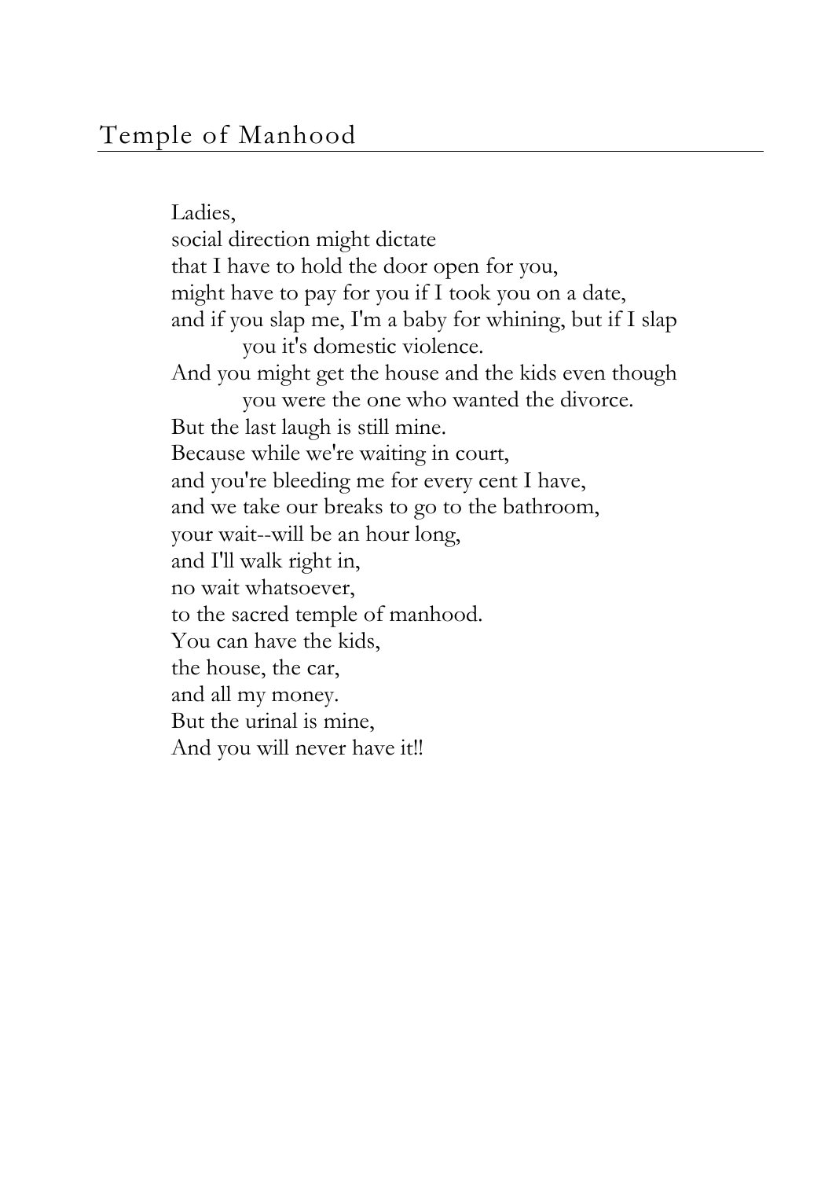## Temple of Manhood

Ladies,
social direction might dictate
that I have to hold the door open for you,
might have to pay for you if I took you on a date,
and if you slap me, I'm a baby for whining, but if I slap
  you it's domestic violence.
And you might get the house and the kids even though
  you were the one who wanted the divorce.
But the last laugh is still mine.
Because while we're waiting in court,
and you're bleeding me for every cent I have,
and we take our breaks to go to the bathroom,
your wait--will be an hour long,
and I'll walk right in,
no wait whatsoever,
to the sacred temple of manhood.
You can have the kids,
the house, the car,
and all my money.
But the urinal is mine,
And you will never have it!!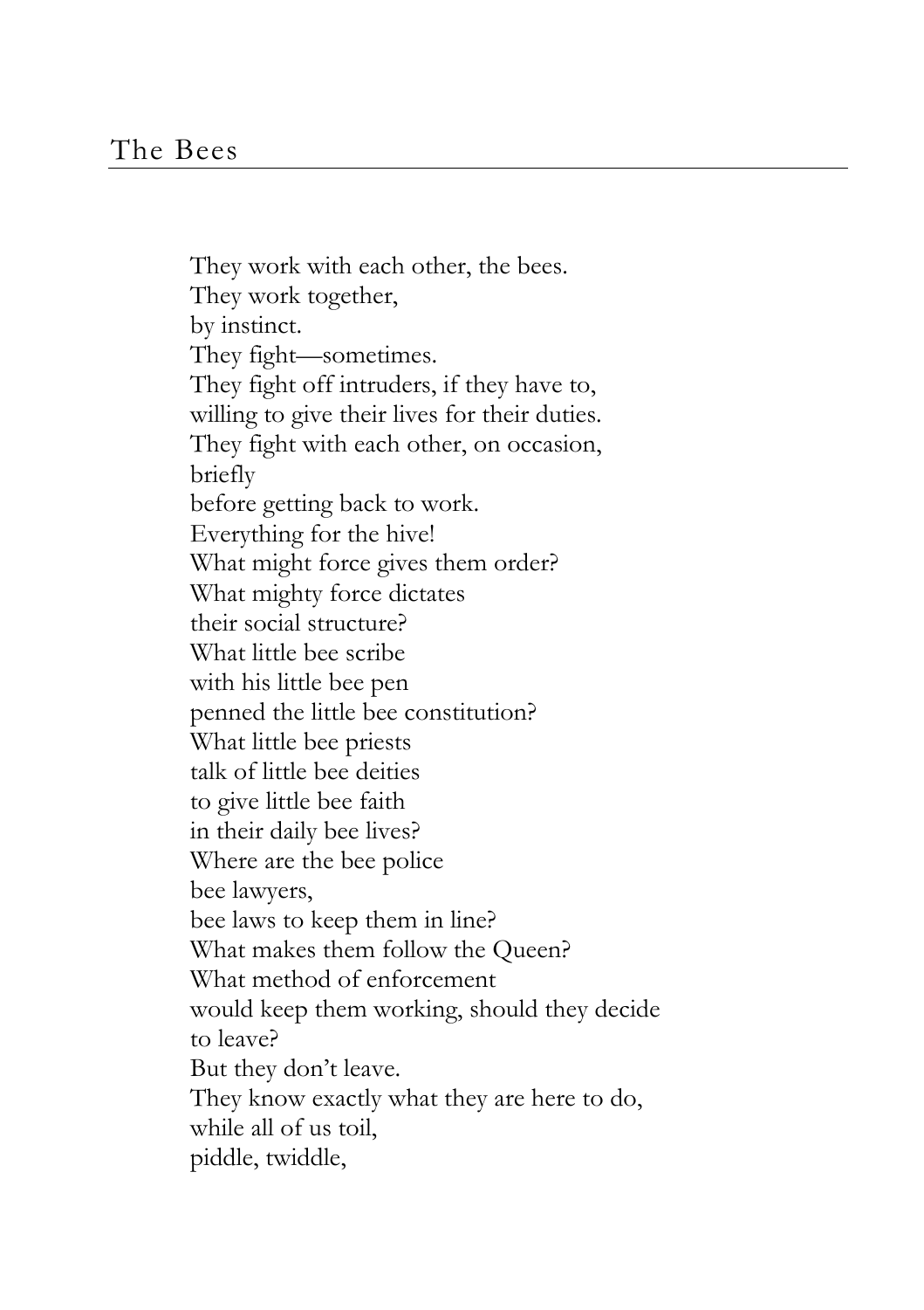## The Bees

They work with each other, the bees.  
They work together,  
by instinct.  
They fight—sometimes.  
They fight off intruders, if they have to,  
willing to give their lives for their duties.  
They fight with each other, on occasion,  
briefly  
before getting back to work.  
Everything for the hive!  
What might force gives them order?  
What mighty force dictates  
their social structure?  
What little bee scribe  
with his little bee pen  
penned the little bee constitution?  
What little bee priests  
talk of little bee deities  
to give little bee faith  
in their daily bee lives?  
Where are the bee police  
bee lawyers,  
bee laws to keep them in line?  
What makes them follow the Queen?  
What method of enforcement  
would keep them working, should they decide  
to leave?  
But they don't leave.  
They know exactly what they are here to do,  
while all of us toil,  
piddle, twiddle,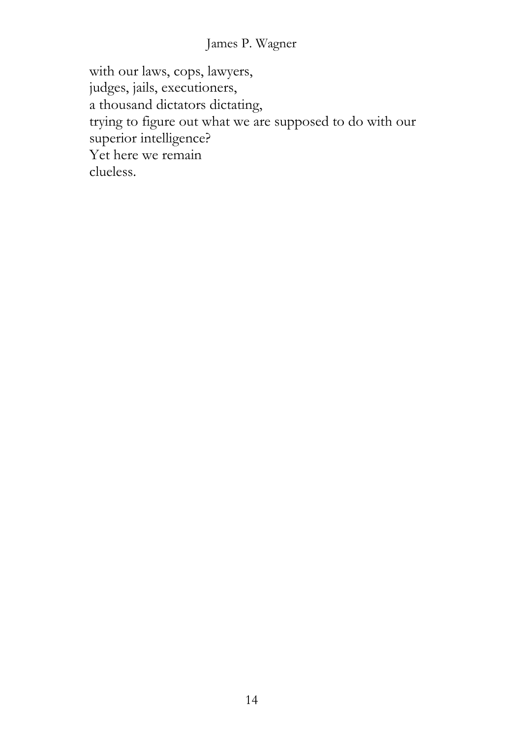with our laws, cops, lawyers,  
judges, jails, executioners,  
a thousand dictators dictating,  
trying to figure out what we are supposed to do with our superior intelligence?  
Yet here we remain  
clueless.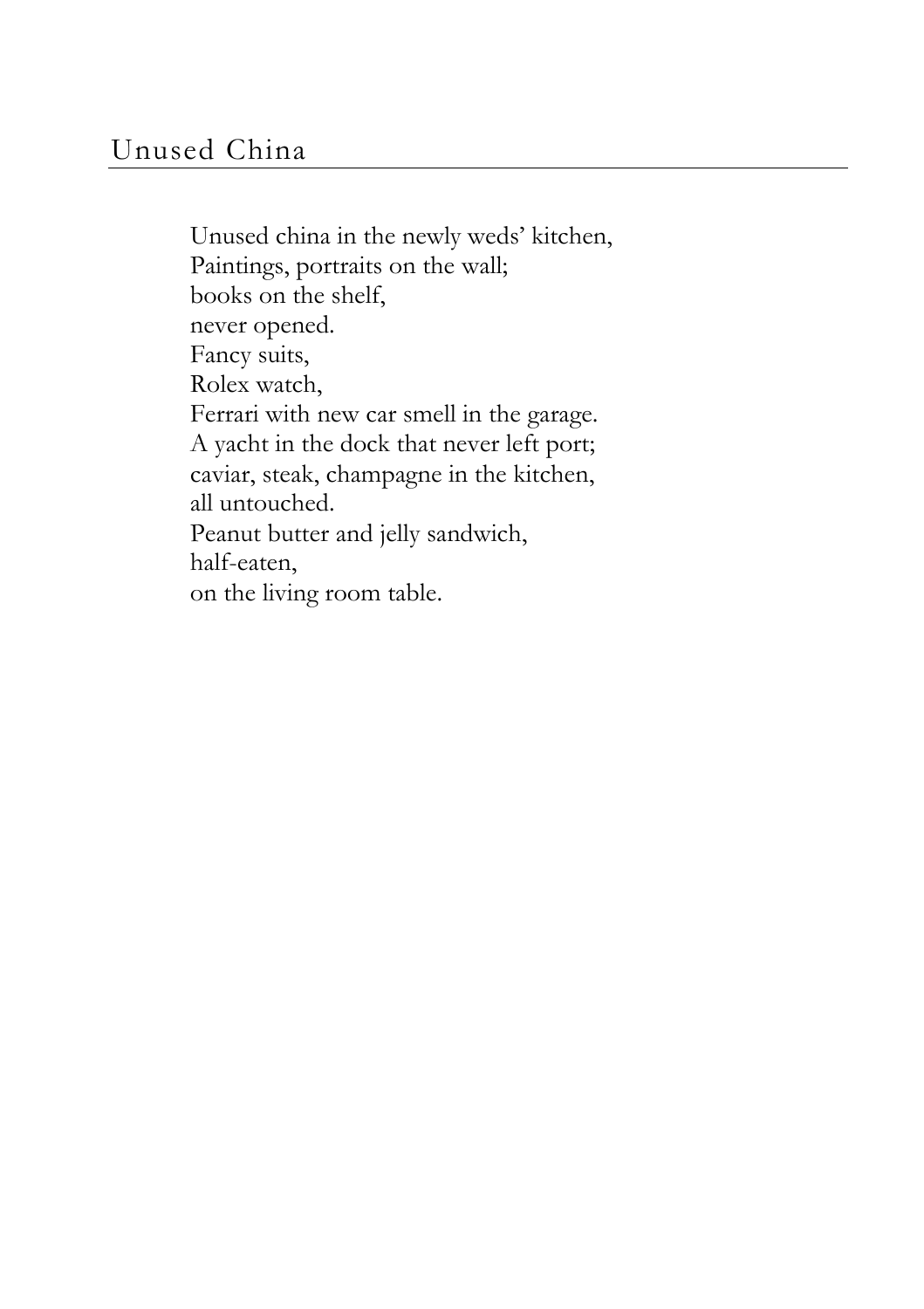## Unused China

Unused china in the newly weds' kitchen,
Paintings, portraits on the wall;
books on the shelf,
never opened.
Fancy suits,
Rolex watch,
Ferrari with new car smell in the garage.
A yacht in the dock that never left port;
caviar, steak, champagne in the kitchen,
all untouched.
Peanut butter and jelly sandwich,
half-eaten,
on the living room table.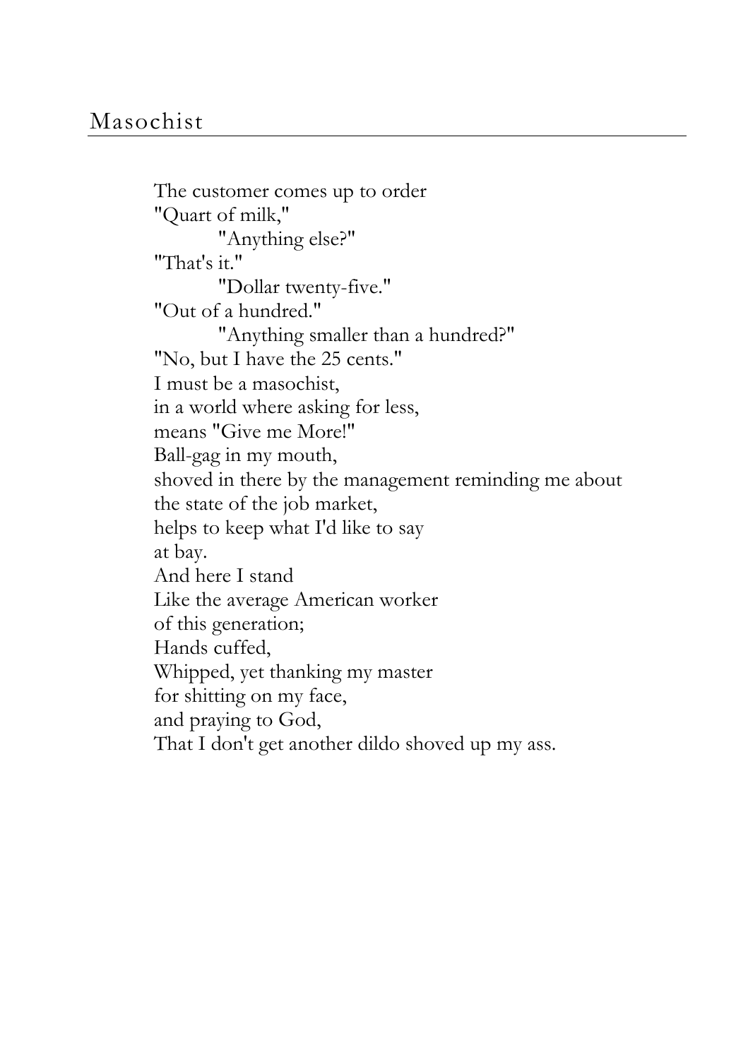## Masochist

The customer comes up to order  
"Quart of milk,"  
&nbsp;&nbsp;&nbsp;&nbsp;&nbsp;&nbsp;&nbsp;&nbsp;"Anything else?"  
"That's it."  
&nbsp;&nbsp;&nbsp;&nbsp;&nbsp;&nbsp;&nbsp;&nbsp;"Dollar twenty-five."  
"Out of a hundred."  
&nbsp;&nbsp;&nbsp;&nbsp;&nbsp;&nbsp;&nbsp;&nbsp;"Anything smaller than a hundred?"  
"No, but I have the 25 cents."  
I must be a masochist,  
in a world where asking for less,  
means "Give me More!"  
Ball-gag in my mouth,  
shoved in there by the management reminding me about  
the state of the job market,  
helps to keep what I'd like to say  
at bay.  
And here I stand  
Like the average American worker  
of this generation;  
Hands cuffed,  
Whipped, yet thanking my master  
for shitting on my face,  
and praying to God,  
That I don't get another dildo shoved up my ass.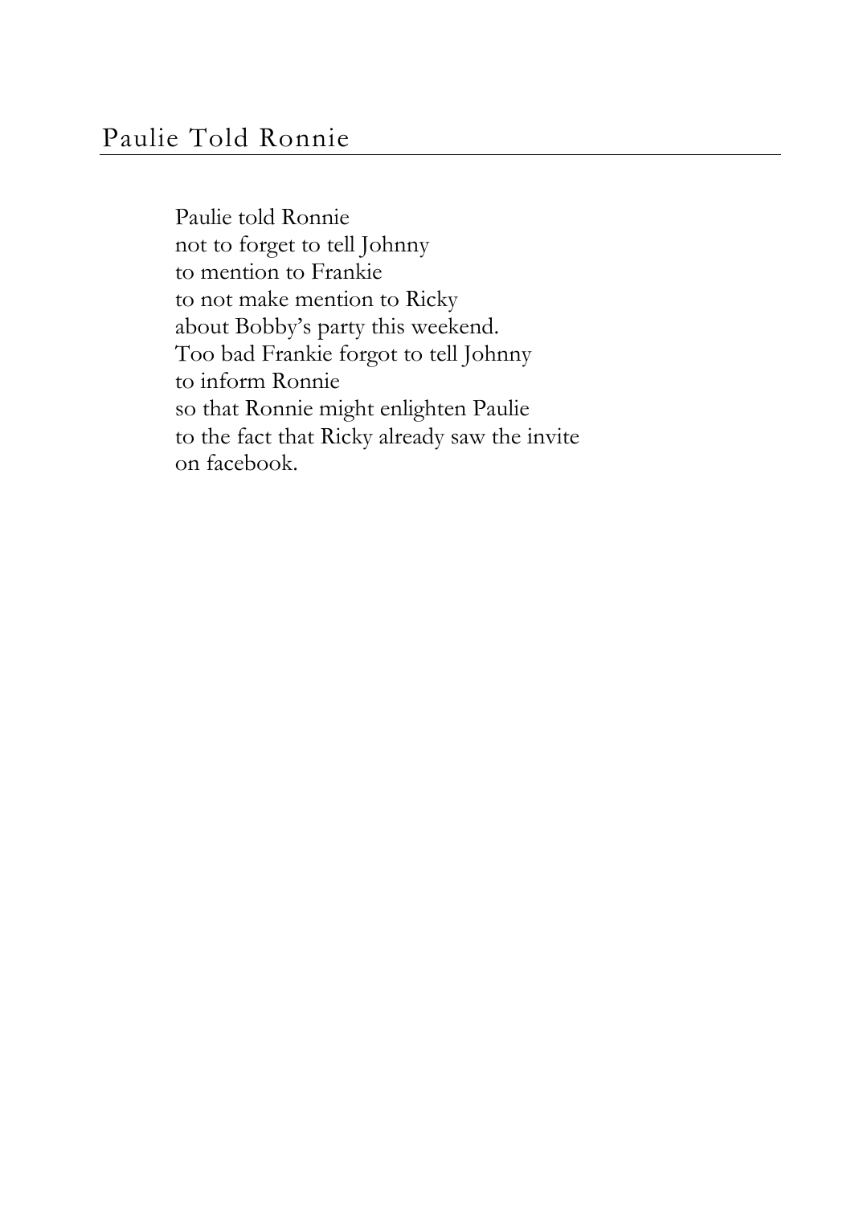## Paulie Told Ronnie

Paulie told Ronnie  
not to forget to tell Johnny  
to mention to Frankie  
to not make mention to Ricky  
about Bobby's party this weekend.  
Too bad Frankie forgot to tell Johnny  
to inform Ronnie  
so that Ronnie might enlighten Paulie  
to the fact that Ricky already saw the invite  
on facebook.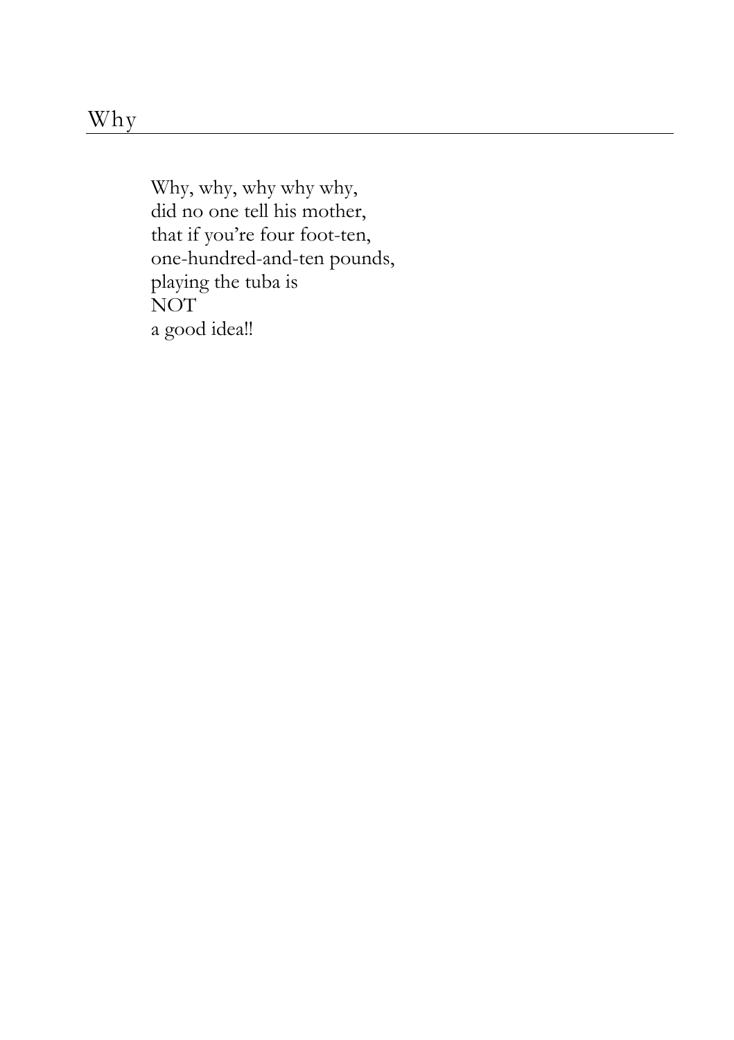## Why

Why, why, why why why,  
did no one tell his mother,  
that if you're four foot-ten,  
one-hundred-and-ten pounds,  
playing the tuba is  
NOT  
a good idea!!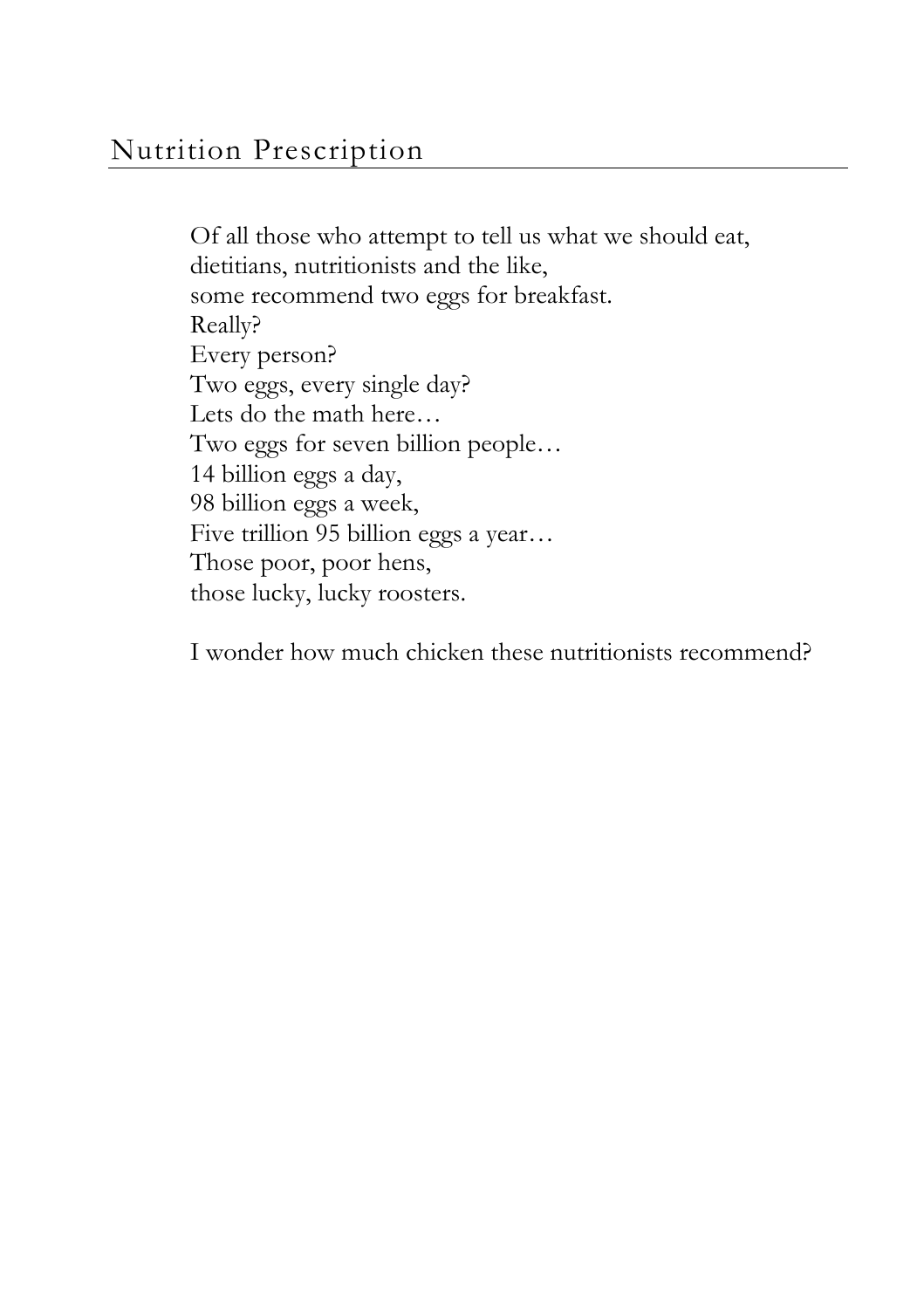## Nutrition Prescription

Of all those who attempt to tell us what we should eat,  
dietitians, nutritionists and the like,  
some recommend two eggs for breakfast.  
Really?  
Every person?  
Two eggs, every single day?  
Lets do the math here…  
Two eggs for seven billion people…  
14 billion eggs a day,  
98 billion eggs a week,  
Five trillion 95 billion eggs a year…  
Those poor, poor hens,  
those lucky, lucky roosters.

I wonder how much chicken these nutritionists recommend?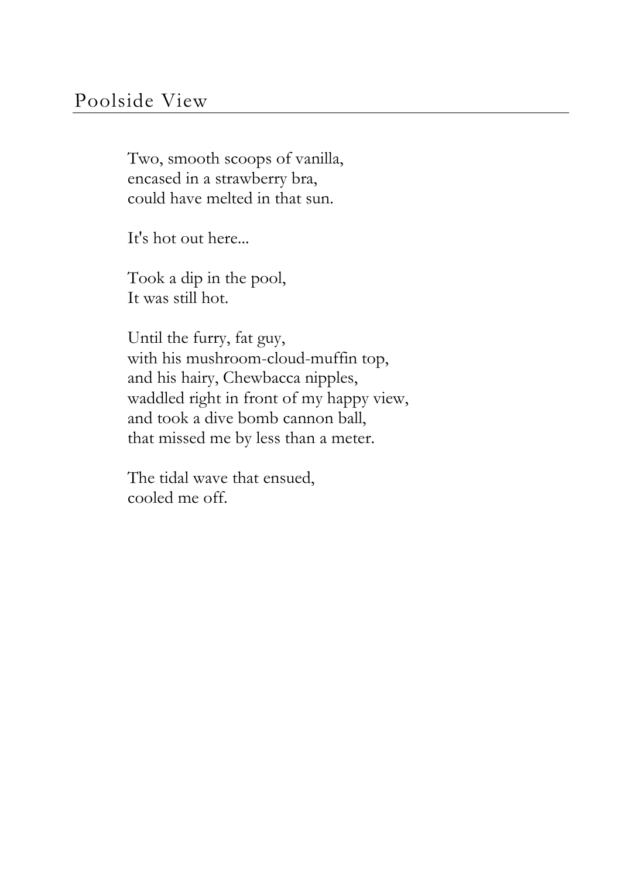## Poolside View

Two, smooth scoops of vanilla,
encased in a strawberry bra,
could have melted in that sun.

It's hot out here...

Took a dip in the pool,
It was still hot.

Until the furry, fat guy,
with his mushroom-cloud-muffin top,
and his hairy, Chewbacca nipples,
waddled right in front of my happy view,
and took a dive bomb cannon ball,
that missed me by less than a meter.

The tidal wave that ensued,
cooled me off.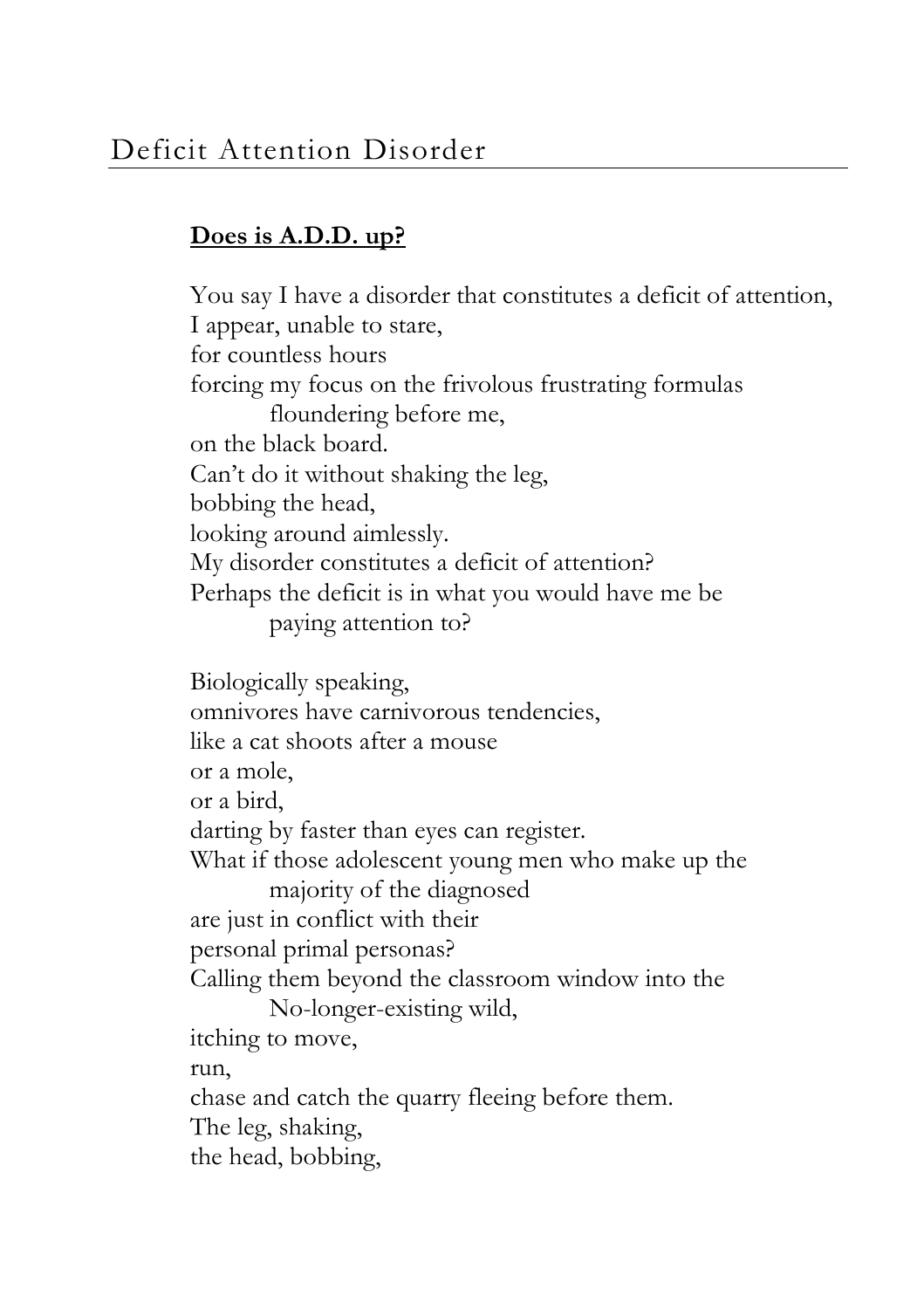# Deficit Attention Disorder

**Does is A.D.D. up?**

You say I have a disorder that constitutes a deficit of attention,
I appear, unable to stare,
for countless hours
forcing my focus on the frivolous frustrating formulas
floundering before me,
on the black board.
Can't do it without shaking the leg,
bobbing the head,
looking around aimlessly.
My disorder constitutes a deficit of attention?
Perhaps the deficit is in what you would have me be
paying attention to?

Biologically speaking,
omnivores have carnivorous tendencies,
like a cat shoots after a mouse
or a mole,
or a bird,
darting by faster than eyes can register.
What if those adolescent young men who make up the
majority of the diagnosed
are just in conflict with their
personal primal personas?
Calling them beyond the classroom window into the
No-longer-existing wild,
itching to move,
run,
chase and catch the quarry fleeing before them.
The leg, shaking,
the head, bobbing,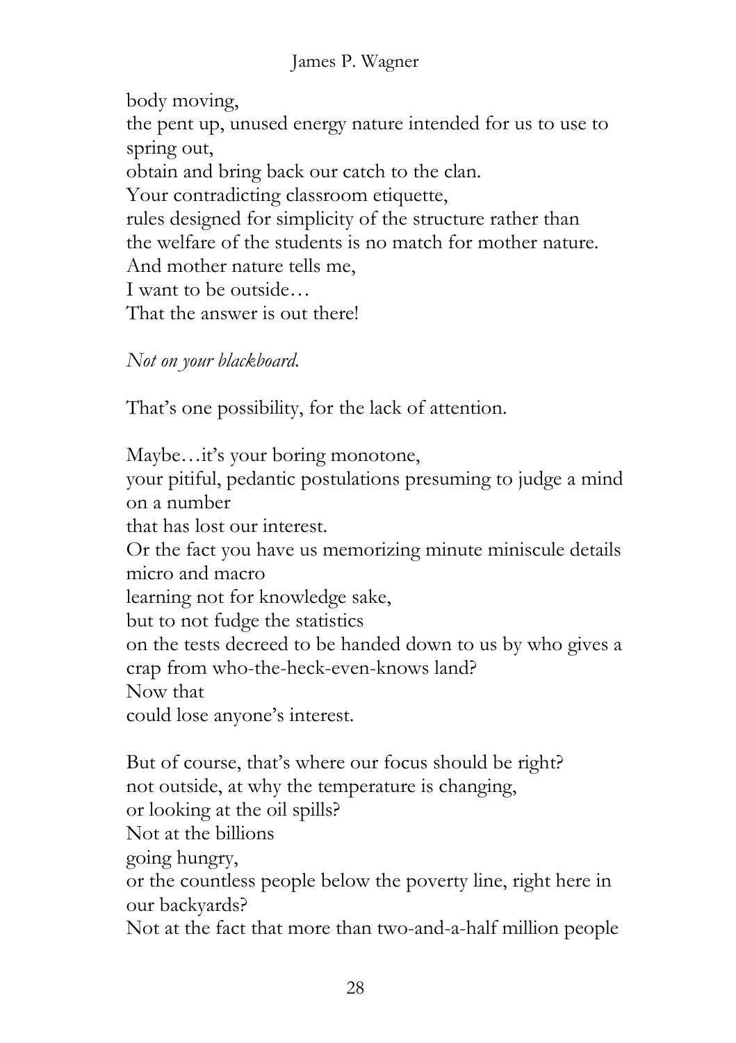body moving,  
the pent up, unused energy nature intended for us to use to spring out,  
obtain and bring back our catch to the clan.  
Your contradicting classroom etiquette,  
rules designed for simplicity of the structure rather than  
the welfare of the students is no match for mother nature.  
And mother nature tells me,  
I want to be outside…  
That the answer is out there!

*Not on your blackboard.*

That's one possibility, for the lack of attention.

Maybe…it's your boring monotone,  
your pitiful, pedantic postulations presuming to judge a mind on a number  
that has lost our interest.  
Or the fact you have us memorizing minute miniscule details  
micro and macro  
learning not for knowledge sake,  
but to not fudge the statistics  
on the tests decreed to be handed down to us by who gives a crap from who-the-heck-even-knows land?  
Now that  
could lose anyone's interest.

But of course, that's where our focus should be right?  
not outside, at why the temperature is changing,  
or looking at the oil spills?  
Not at the billions  
going hungry,  
or the countless people below the poverty line, right here in our backyards?  
Not at the fact that more than two-and-a-half million people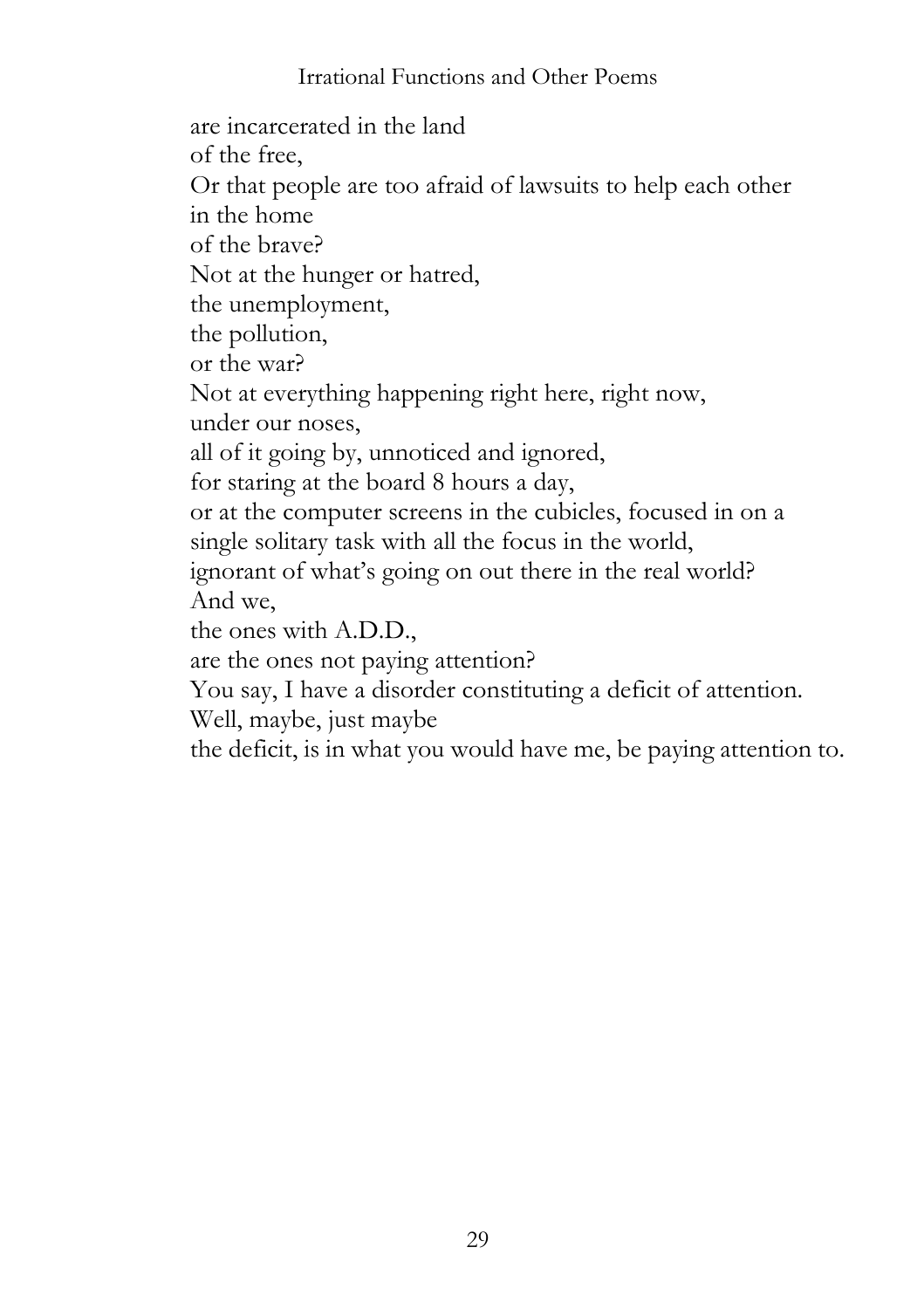are incarcerated in the land  
of the free,  
Or that people are too afraid of lawsuits to help each other  
in the home  
of the brave?  
Not at the hunger or hatred,  
the unemployment,  
the pollution,  
or the war?  
Not at everything happening right here, right now,  
under our noses,  
all of it going by, unnoticed and ignored,  
for staring at the board 8 hours a day,  
or at the computer screens in the cubicles, focused in on a single solitary task with all the focus in the world,  
ignorant of what's going on out there in the real world?  
And we,  
the ones with A.D.D.,  
are the ones not paying attention?  
You say, I have a disorder constituting a deficit of attention.  
Well, maybe, just maybe  
the deficit, is in what you would have me, be paying attention to.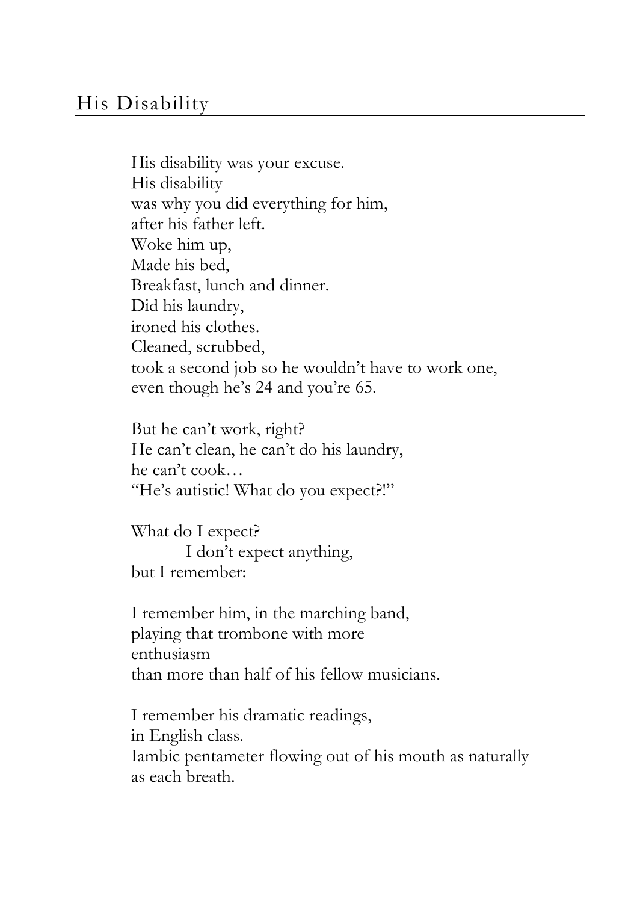## His Disability

His disability was your excuse.  
His disability  
was why you did everything for him,  
after his father left.  
Woke him up,  
Made his bed,  
Breakfast, lunch and dinner.  
Did his laundry,  
ironed his clothes.  
Cleaned, scrubbed,  
took a second job so he wouldn't have to work one,  
even though he's 24 and you're 65.

But he can't work, right?  
He can't clean, he can't do his laundry,  
he can't cook…  
"He's autistic! What do you expect?!"

What do I expect?  
        I don't expect anything,  
but I remember:

I remember him, in the marching band,  
playing that trombone with more  
enthusiasm  
than more than half of his fellow musicians.

I remember his dramatic readings,  
in English class.  
Iambic pentameter flowing out of his mouth as naturally  
as each breath.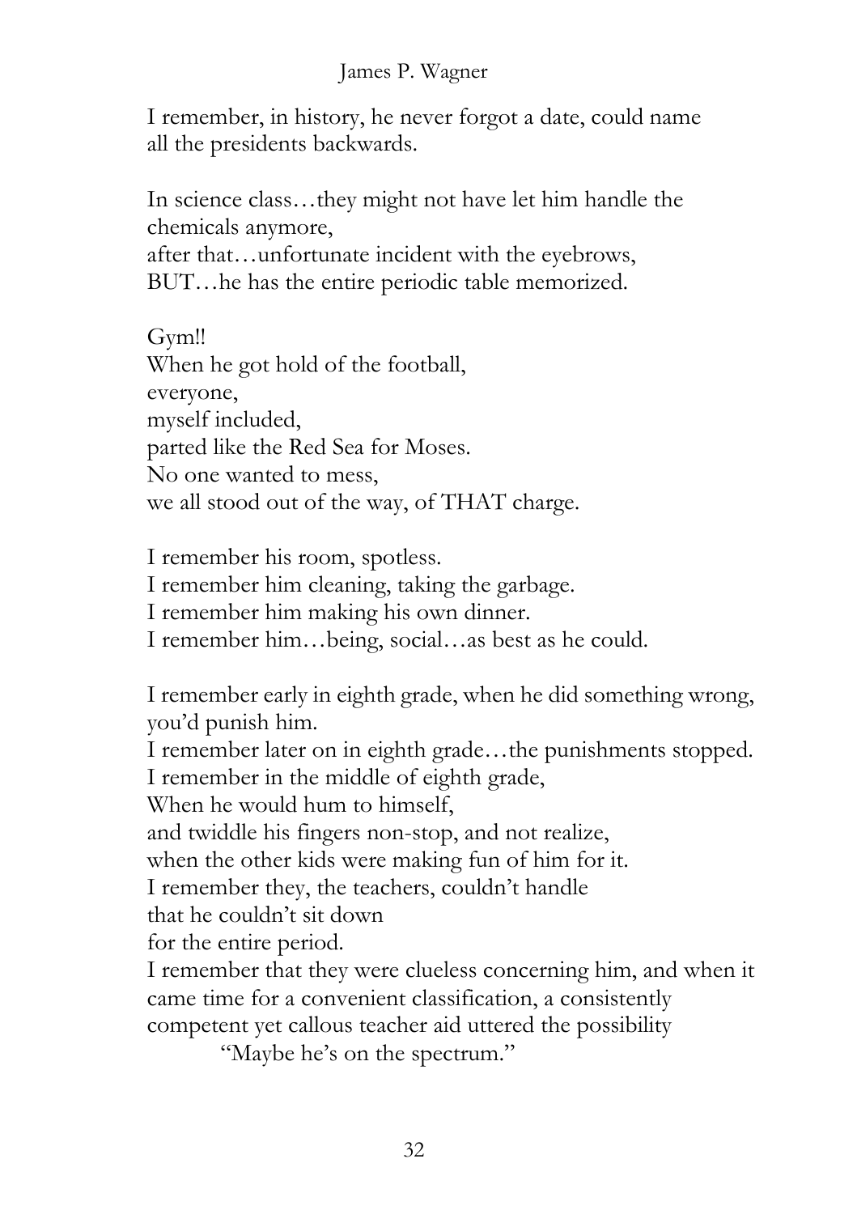I remember, in history, he never forgot a date, could name
all the presidents backwards.

In science class…they might not have let him handle the
chemicals anymore,
after that…unfortunate incident with the eyebrows,
BUT…he has the entire periodic table memorized.

Gym!!
When he got hold of the football,
everyone,
myself included,
parted like the Red Sea for Moses.
No one wanted to mess,
we all stood out of the way, of THAT charge.

I remember his room, spotless.
I remember him cleaning, taking the garbage.
I remember him making his own dinner.
I remember him…being, social…as best as he could.

I remember early in eighth grade, when he did something wrong,
you'd punish him.
I remember later on in eighth grade…the punishments stopped.
I remember in the middle of eighth grade,
When he would hum to himself,
and twiddle his fingers non-stop, and not realize,
when the other kids were making fun of him for it.
I remember they, the teachers, couldn't handle
that he couldn't sit down
for the entire period.
I remember that they were clueless concerning him, and when it
came time for a convenient classification, a consistently
competent yet callous teacher aid uttered the possibility

"Maybe he's on the spectrum."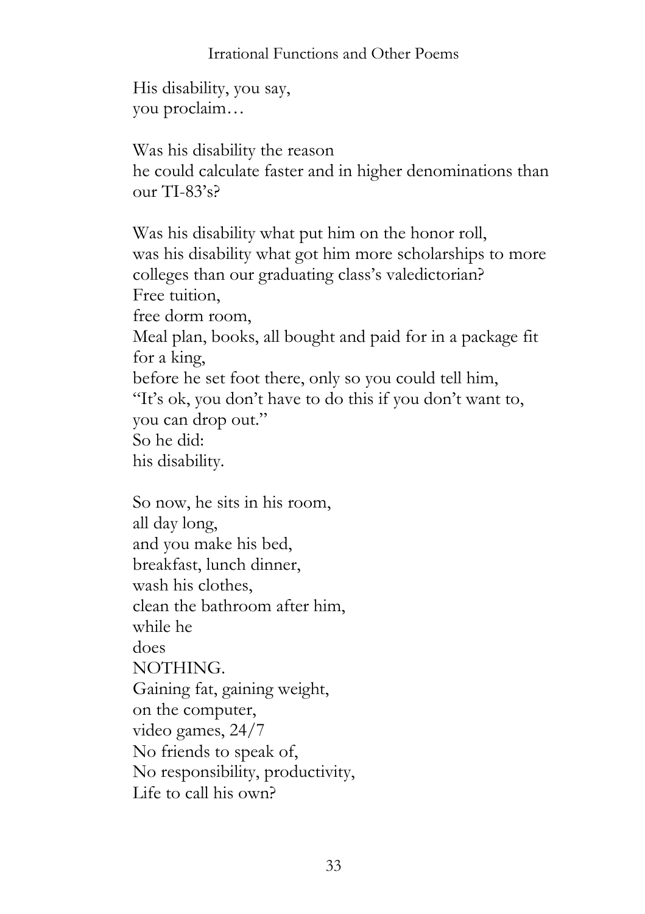His disability, you say,  
you proclaim…

Was his disability the reason  
he could calculate faster and in higher denominations than our TI-83's?

Was his disability what put him on the honor roll,  
was his disability what got him more scholarships to more colleges than our graduating class's valedictorian?  
Free tuition,  
free dorm room,  
Meal plan, books, all bought and paid for in a package fit for a king,  
before he set foot there, only so you could tell him,  
"It's ok, you don't have to do this if you don't want to, you can drop out."  
So he did:  
his disability.

So now, he sits in his room,  
all day long,  
and you make his bed,  
breakfast, lunch dinner,  
wash his clothes,  
clean the bathroom after him,  
while he  
does  
NOTHING.  
Gaining fat, gaining weight,  
on the computer,  
video games, 24/7  
No friends to speak of,  
No responsibility, productivity,  
Life to call his own?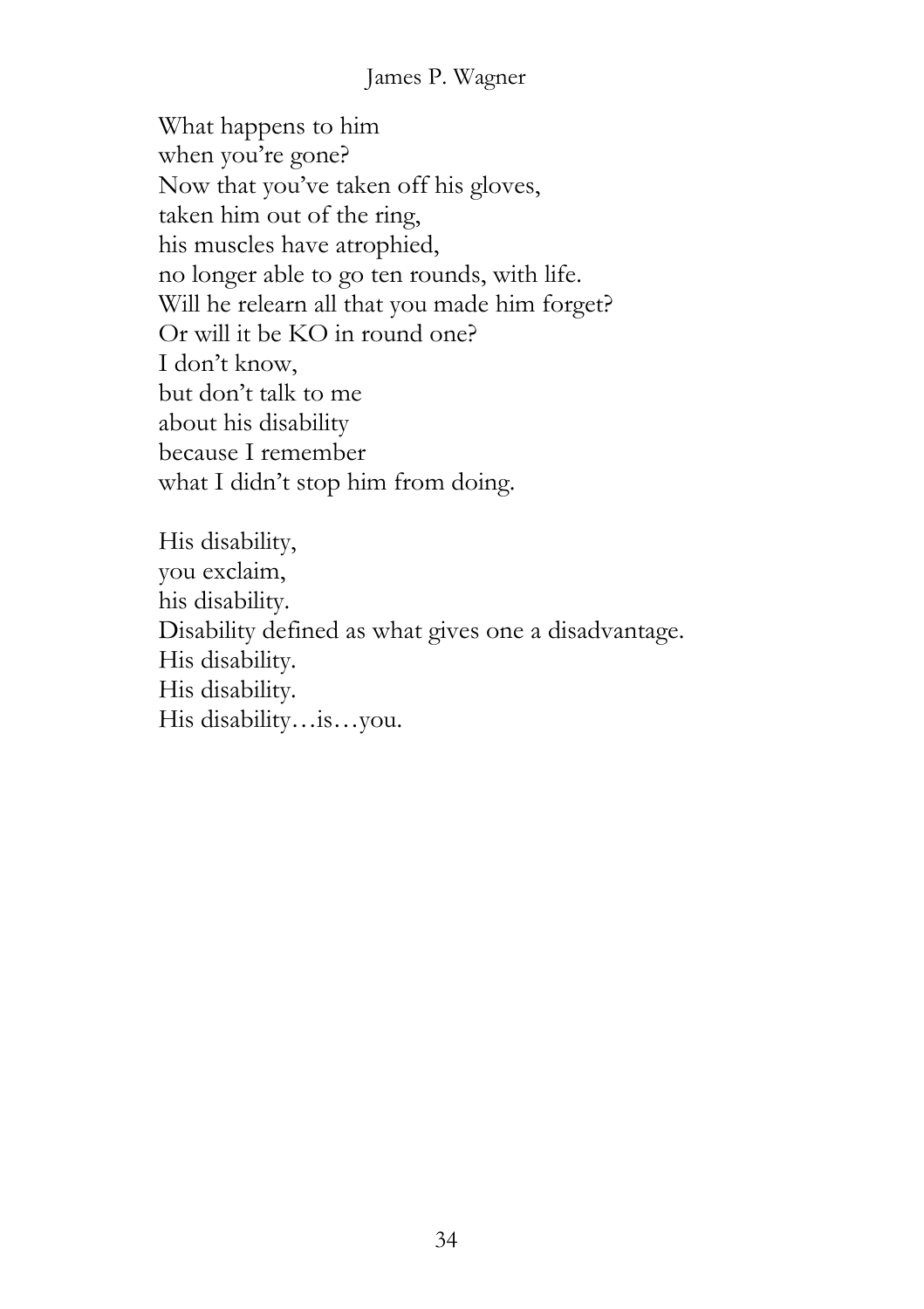What happens to him  
when you're gone?  
Now that you've taken off his gloves,  
taken him out of the ring,  
his muscles have atrophied,  
no longer able to go ten rounds, with life.  
Will he relearn all that you made him forget?  
Or will it be KO in round one?  
I don't know,  
but don't talk to me  
about his disability  
because I remember  
what I didn't stop him from doing.

His disability,  
you exclaim,  
his disability.  
Disability defined as what gives one a disadvantage.  
His disability.  
His disability.  
His disability…is…you.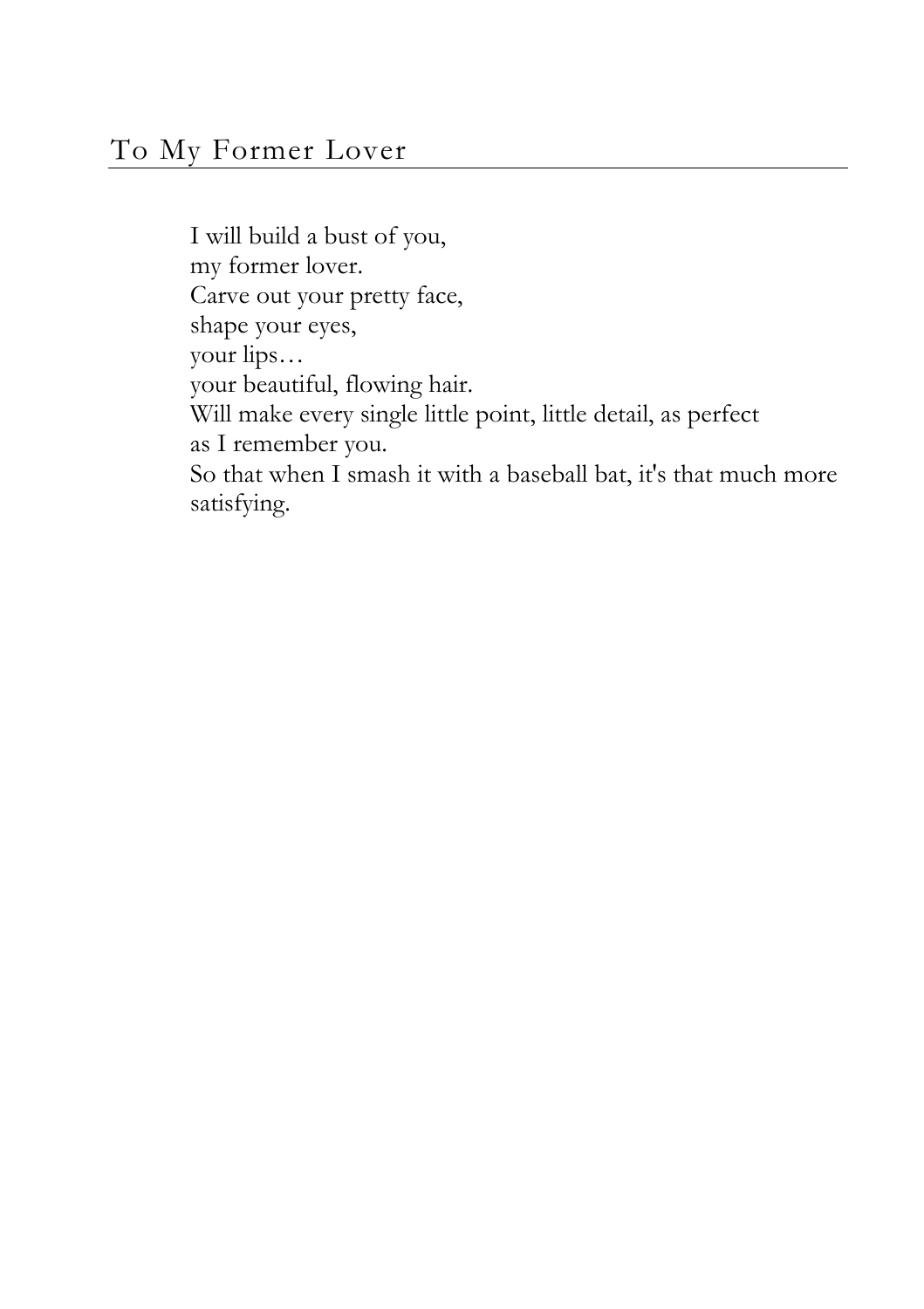## To My Former Lover

I will build a bust of you,  
my former lover.  
Carve out your pretty face,  
shape your eyes,  
your lips…  
your beautiful, flowing hair.  
Will make every single little point, little detail, as perfect  
as I remember you.  
So that when I smash it with a baseball bat, it's that much more satisfying.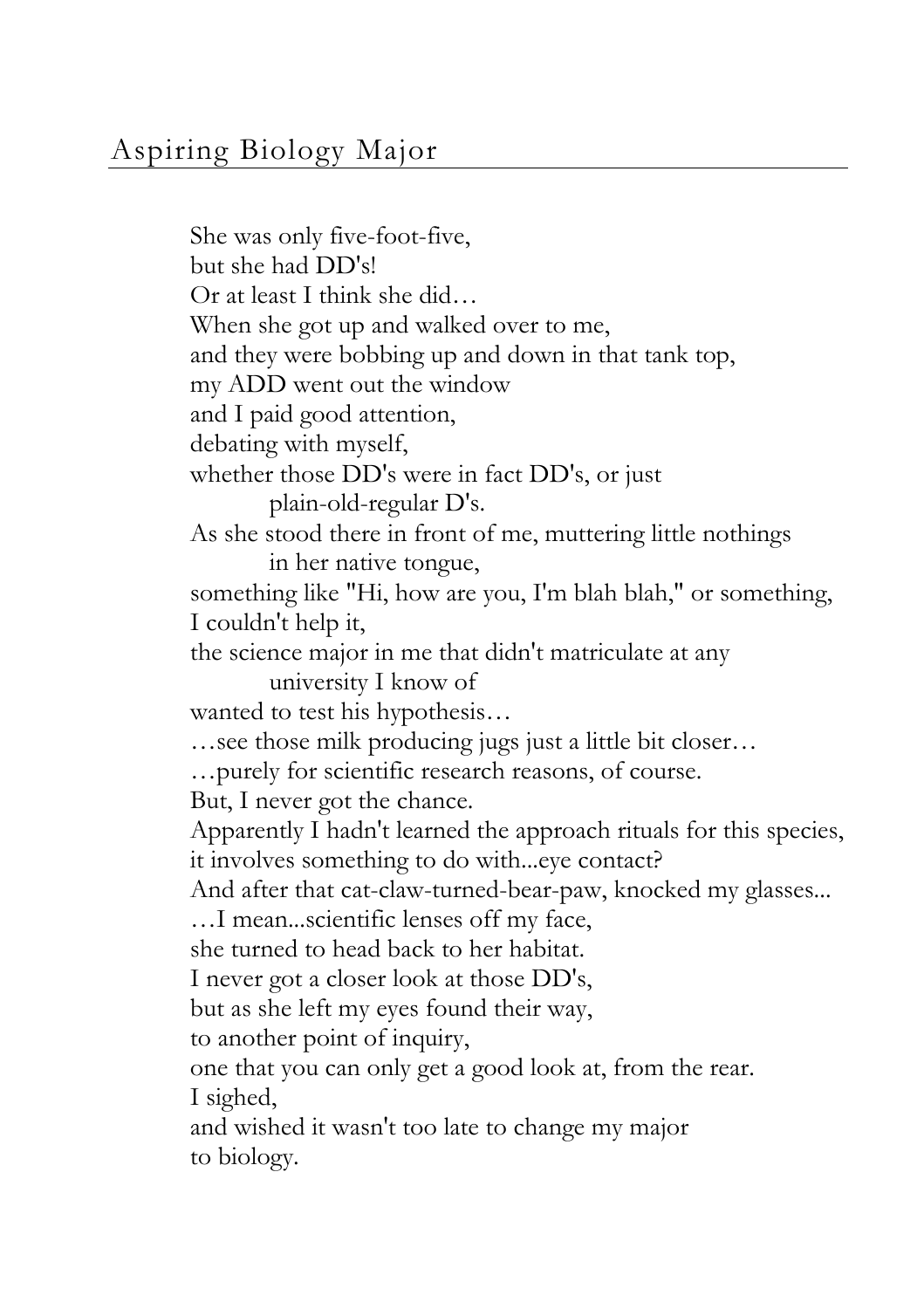## Aspiring Biology Major

She was only five-foot-five,  
but she had DD's!  
Or at least I think she did…  
When she got up and walked over to me,  
and they were bobbing up and down in that tank top,  
my ADD went out the window  
and I paid good attention,  
debating with myself,  
whether those DD's were in fact DD's, or just  
    plain-old-regular D's.  
As she stood there in front of me, muttering little nothings  
    in her native tongue,  
something like "Hi, how are you, I'm blah blah," or something,  
I couldn't help it,  
the science major in me that didn't matriculate at any  
    university I know of  
wanted to test his hypothesis…  
…see those milk producing jugs just a little bit closer…  
…purely for scientific research reasons, of course.  
But, I never got the chance.  
Apparently I hadn't learned the approach rituals for this species,  
it involves something to do with...eye contact?  
And after that cat-claw-turned-bear-paw, knocked my glasses...  
…I mean...scientific lenses off my face,  
she turned to head back to her habitat.  
I never got a closer look at those DD's,  
but as she left my eyes found their way,  
to another point of inquiry,  
one that you can only get a good look at, from the rear.  
I sighed,  
and wished it wasn't too late to change my major  
to biology.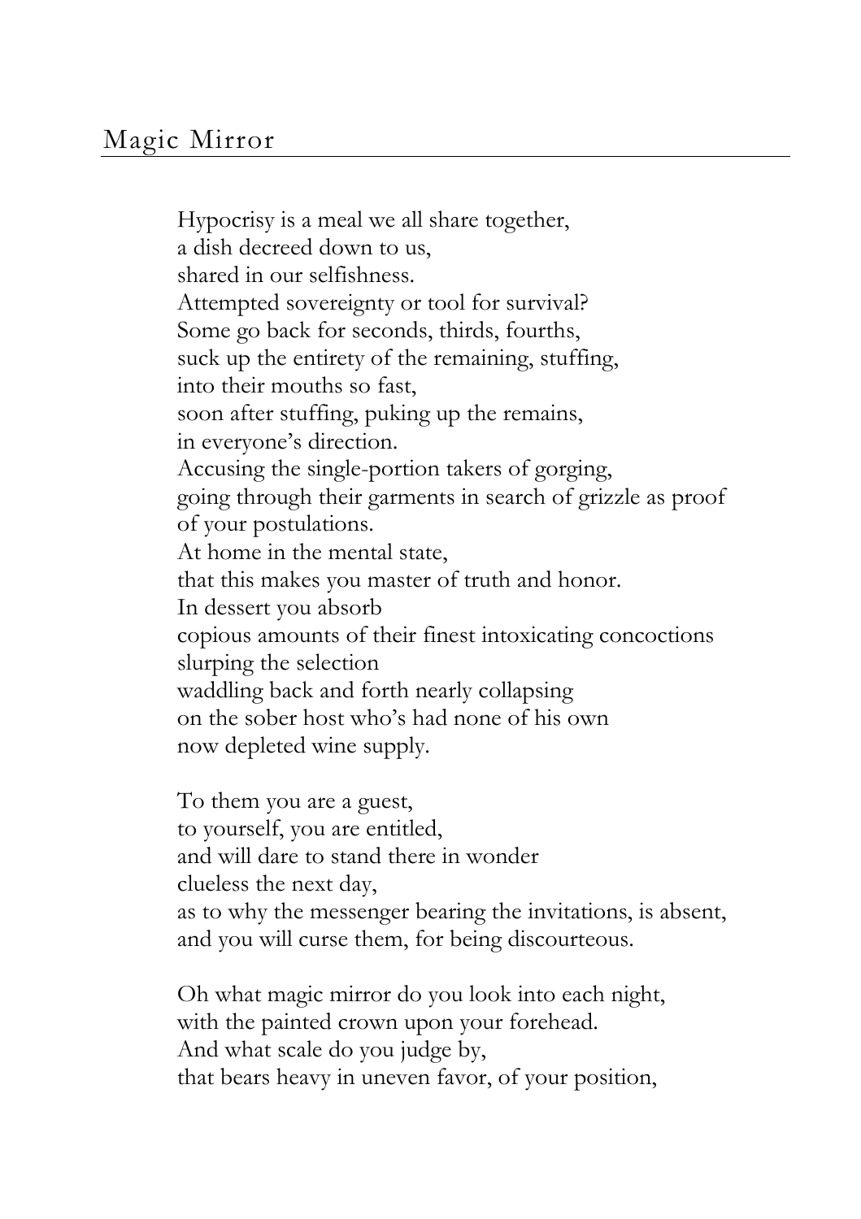## Magic Mirror

Hypocrisy is a meal we all share together,
a dish decreed down to us,
shared in our selfishness.
Attempted sovereignty or tool for survival?
Some go back for seconds, thirds, fourths,
suck up the entirety of the remaining, stuffing,
into their mouths so fast,
soon after stuffing, puking up the remains,
in everyone's direction.
Accusing the single-portion takers of gorging,
going through their garments in search of grizzle as proof
of your postulations.
At home in the mental state,
that this makes you master of truth and honor.
In dessert you absorb
copious amounts of their finest intoxicating concoctions
slurping the selection
waddling back and forth nearly collapsing
on the sober host who's had none of his own
now depleted wine supply.

To them you are a guest,
to yourself, you are entitled,
and will dare to stand there in wonder
clueless the next day,
as to why the messenger bearing the invitations, is absent,
and you will curse them, for being discourteous.

Oh what magic mirror do you look into each night,
with the painted crown upon your forehead.
And what scale do you judge by,
that bears heavy in uneven favor, of your position,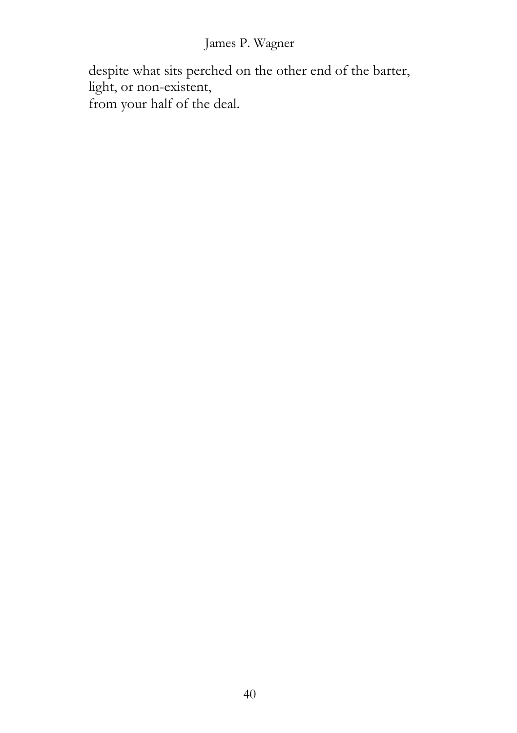despite what sits perched on the other end of the barter,  
light, or non-existent,  
from your half of the deal.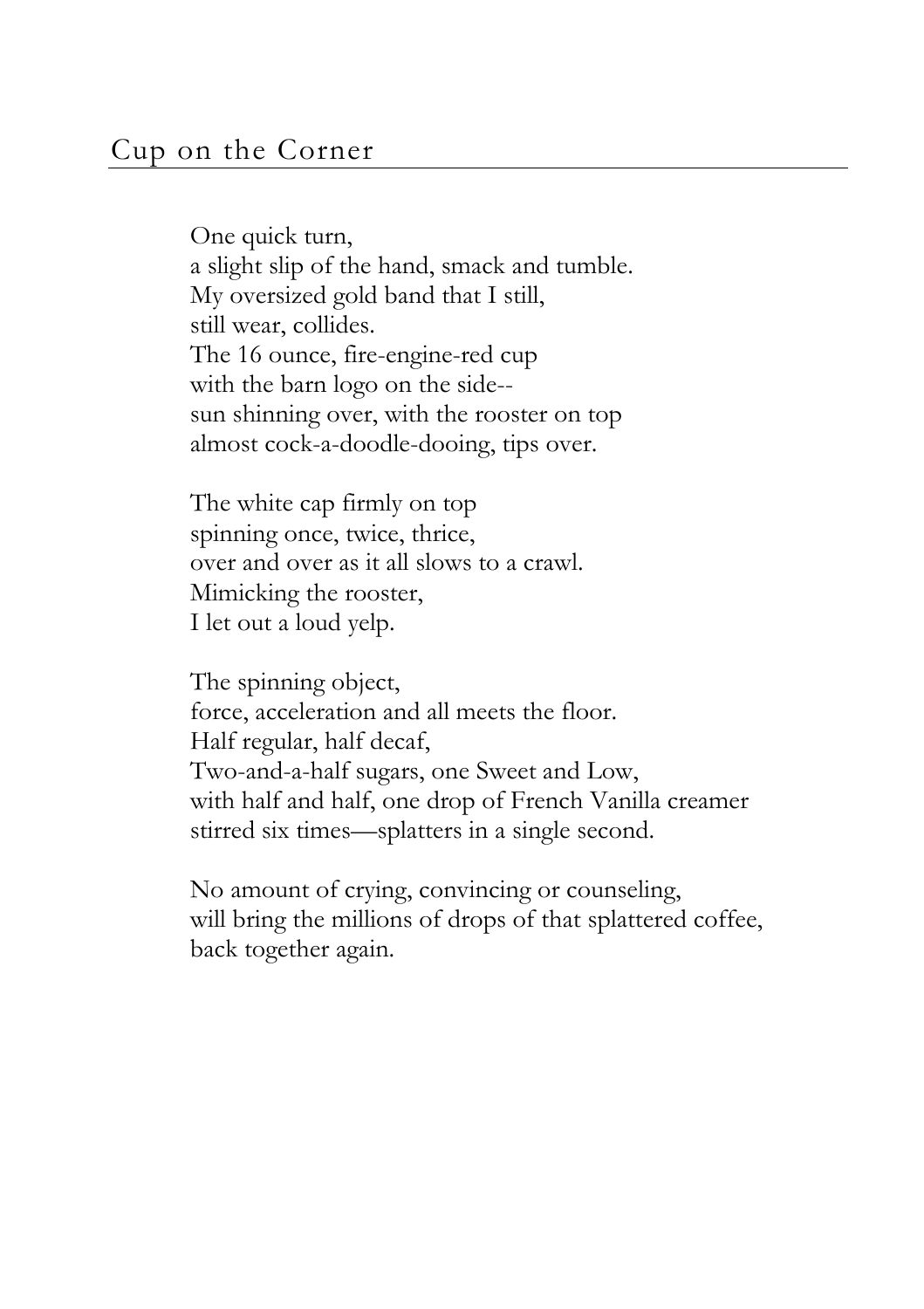## Cup on the Corner

One quick turn,  
a slight slip of the hand, smack and tumble.  
My oversized gold band that I still,  
still wear, collides.  
The 16 ounce, fire-engine-red cup  
with the barn logo on the side--  
sun shinning over, with the rooster on top  
almost cock-a-doodle-dooing, tips over.

The white cap firmly on top  
spinning once, twice, thrice,  
over and over as it all slows to a crawl.  
Mimicking the rooster,  
I let out a loud yelp.

The spinning object,  
force, acceleration and all meets the floor.  
Half regular, half decaf,  
Two-and-a-half sugars, one Sweet and Low,  
with half and half, one drop of French Vanilla creamer  
stirred six times—splatters in a single second.

No amount of crying, convincing or counseling,  
will bring the millions of drops of that splattered coffee,  
back together again.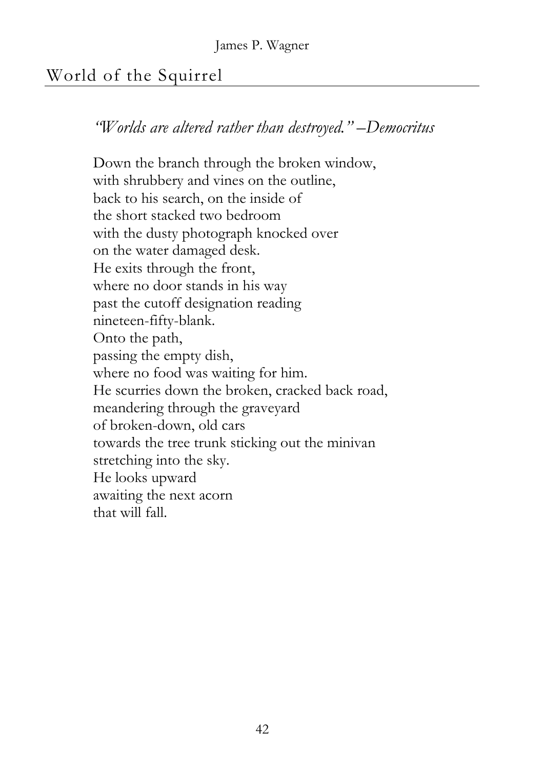## World of the Squirrel

*"Worlds are altered rather than destroyed." –Democritus*

Down the branch through the broken window,  
with shrubbery and vines on the outline,  
back to his search, on the inside of  
the short stacked two bedroom  
with the dusty photograph knocked over  
on the water damaged desk.  
He exits through the front,  
where no door stands in his way  
past the cutoff designation reading  
nineteen-fifty-blank.  
Onto the path,  
passing the empty dish,  
where no food was waiting for him.  
He scurries down the broken, cracked back road,  
meandering through the graveyard  
of broken-down, old cars  
towards the tree trunk sticking out the minivan  
stretching into the sky.  
He looks upward  
awaiting the next acorn  
that will fall.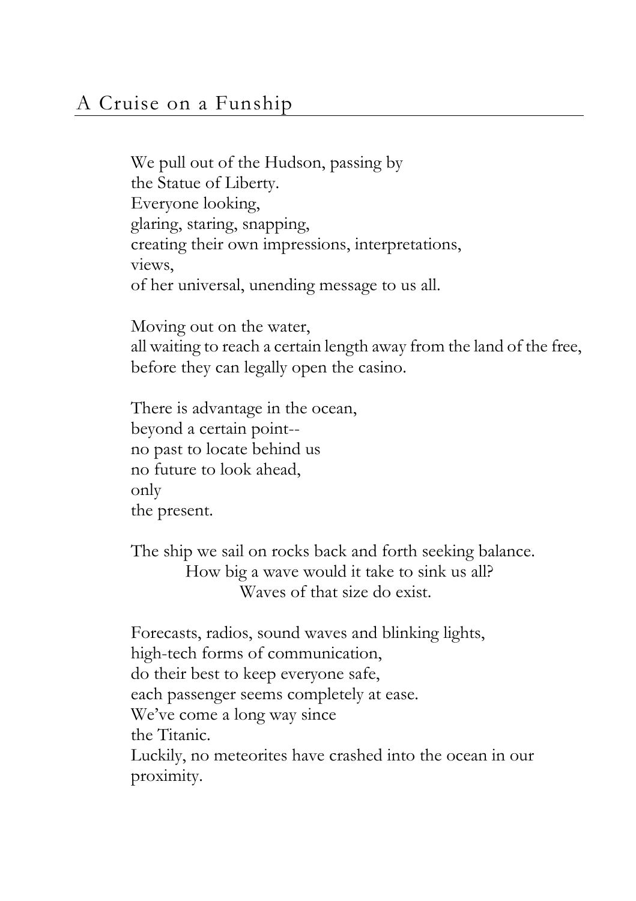## A Cruise on a Funship

We pull out of the Hudson, passing by
the Statue of Liberty.
Everyone looking,
glaring, staring, snapping,
creating their own impressions, interpretations,
views,
of her universal, unending message to us all.

Moving out on the water,
all waiting to reach a certain length away from the land of the free,
before they can legally open the casino.

There is advantage in the ocean,
beyond a certain point--
no past to locate behind us
no future to look ahead,
only
the present.

The ship we sail on rocks back and forth seeking balance.
How big a wave would it take to sink us all?
Waves of that size do exist.

Forecasts, radios, sound waves and blinking lights,
high-tech forms of communication,
do their best to keep everyone safe,
each passenger seems completely at ease.
We've come a long way since
the Titanic.
Luckily, no meteorites have crashed into the ocean in our
proximity.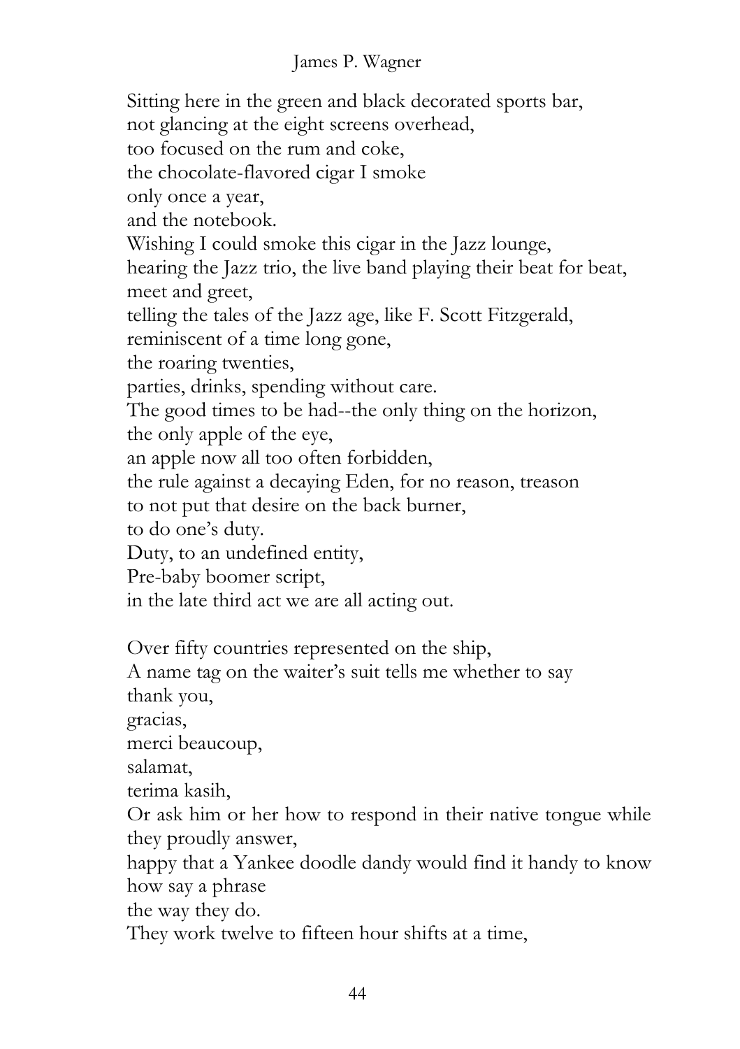Sitting here in the green and black decorated sports bar,  
not glancing at the eight screens overhead,  
too focused on the rum and coke,  
the chocolate-flavored cigar I smoke  
only once a year,  
and the notebook.  
Wishing I could smoke this cigar in the Jazz lounge,  
hearing the Jazz trio, the live band playing their beat for beat,  
meet and greet,  
telling the tales of the Jazz age, like F. Scott Fitzgerald,  
reminiscent of a time long gone,  
the roaring twenties,  
parties, drinks, spending without care.  
The good times to be had--the only thing on the horizon,  
the only apple of the eye,  
an apple now all too often forbidden,  
the rule against a decaying Eden, for no reason, treason  
to not put that desire on the back burner,  
to do one's duty.  
Duty, to an undefined entity,  
Pre-baby boomer script,  
in the late third act we are all acting out.

Over fifty countries represented on the ship,  
A name tag on the waiter's suit tells me whether to say  
thank you,  
gracias,  
merci beaucoup,  
salamat,  
terima kasih,  
Or ask him or her how to respond in their native tongue while they proudly answer,  
happy that a Yankee doodle dandy would find it handy to know how say a phrase  
the way they do.  
They work twelve to fifteen hour shifts at a time,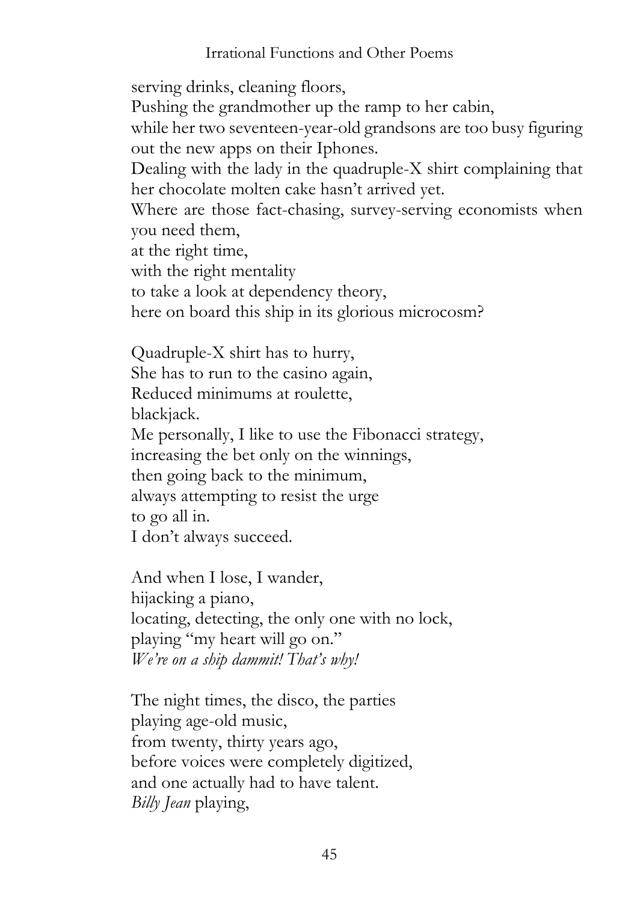serving drinks, cleaning floors,
Pushing the grandmother up the ramp to her cabin,
while her two seventeen-year-old grandsons are too busy figuring out the new apps on their Iphones.
Dealing with the lady in the quadruple-X shirt complaining that her chocolate molten cake hasn't arrived yet.
Where are those fact-chasing, survey-serving economists when you need them,
at the right time,
with the right mentality
to take a look at dependency theory,
here on board this ship in its glorious microcosm?

Quadruple-X shirt has to hurry,
She has to run to the casino again,
Reduced minimums at roulette,
blackjack.
Me personally, I like to use the Fibonacci strategy,
increasing the bet only on the winnings,
then going back to the minimum,
always attempting to resist the urge
to go all in.
I don't always succeed.

And when I lose, I wander,
hijacking a piano,
locating, detecting, the only one with no lock,
playing "my heart will go on."
*We're on a ship dammit! That's why!*

The night times, the disco, the parties
playing age-old music,
from twenty, thirty years ago,
before voices were completely digitized,
and one actually had to have talent.
*Billy Jean* playing,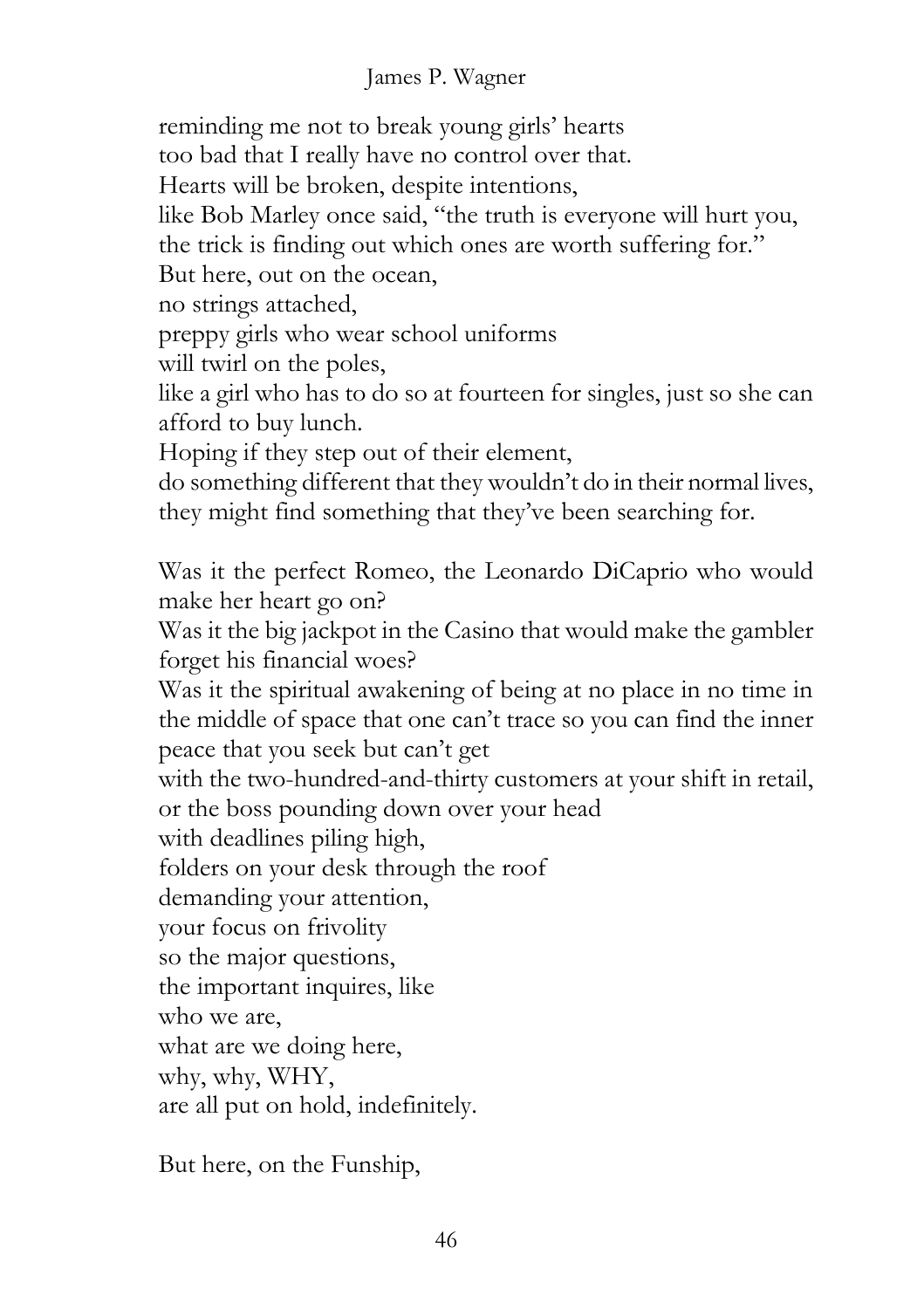reminding me not to break young girls' hearts
too bad that I really have no control over that.
Hearts will be broken, despite intentions,
like Bob Marley once said, "the truth is everyone will hurt you,
the trick is finding out which ones are worth suffering for."
But here, out on the ocean,
no strings attached,
preppy girls who wear school uniforms
will twirl on the poles,
like a girl who has to do so at fourteen for singles, just so she can afford to buy lunch.
Hoping if they step out of their element,
do something different that they wouldn't do in their normal lives,
they might find something that they've been searching for.

Was it the perfect Romeo, the Leonardo DiCaprio who would make her heart go on?
Was it the big jackpot in the Casino that would make the gambler forget his financial woes?
Was it the spiritual awakening of being at no place in no time in the middle of space that one can't trace so you can find the inner peace that you seek but can't get
with the two-hundred-and-thirty customers at your shift in retail,
or the boss pounding down over your head
with deadlines piling high,
folders on your desk through the roof
demanding your attention,
your focus on frivolity
so the major questions,
the important inquires, like
who we are,
what are we doing here,
why, why, WHY,
are all put on hold, indefinitely.

But here, on the Funship,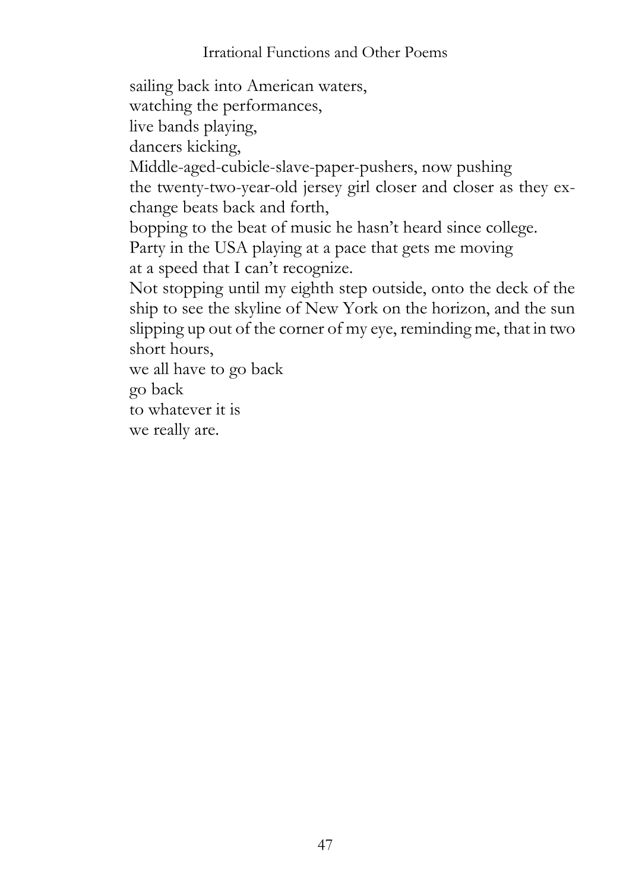sailing back into American waters,  
watching the performances,  
live bands playing,  
dancers kicking,  
Middle-aged-cubicle-slave-paper-pushers, now pushing  
the twenty-two-year-old jersey girl closer and closer as they exchange beats back and forth,  
bopping to the beat of music he hasn't heard since college.  
Party in the USA playing at a pace that gets me moving  
at a speed that I can't recognize.  
Not stopping until my eighth step outside, onto the deck of the ship to see the skyline of New York on the horizon, and the sun slipping up out of the corner of my eye, reminding me, that in two short hours,  
we all have to go back  
go back  
to whatever it is  
we really are.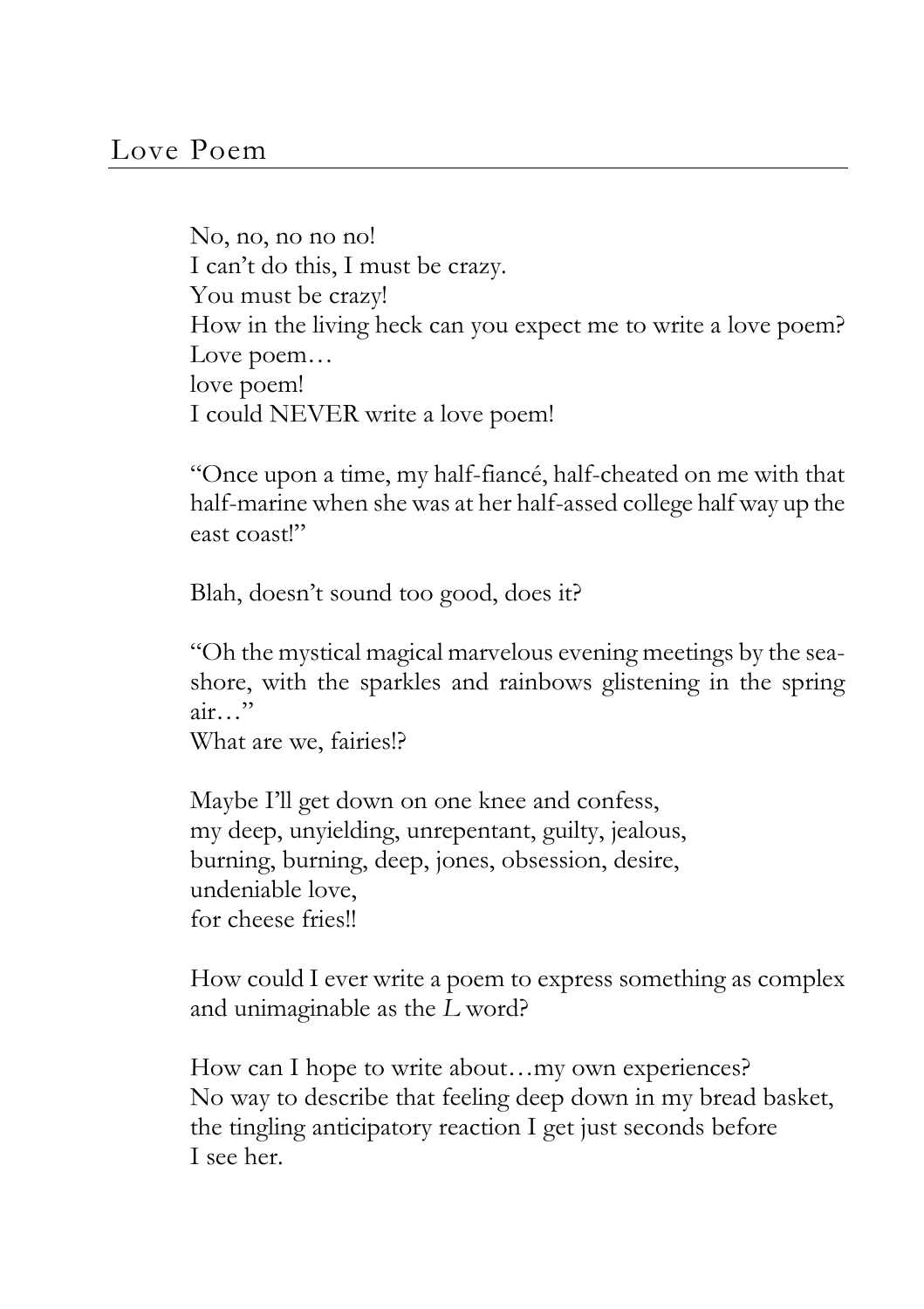## Love Poem

No, no, no no no!
I can't do this, I must be crazy.
You must be crazy!
How in the living heck can you expect me to write a love poem?
Love poem…
love poem!
I could NEVER write a love poem!

"Once upon a time, my half-fiancé, half-cheated on me with that half-marine when she was at her half-assed college half way up the east coast!"

Blah, doesn't sound too good, does it?

"Oh the mystical magical marvelous evening meetings by the sea-shore, with the sparkles and rainbows glistening in the spring air…"
What are we, fairies!?

Maybe I'll get down on one knee and confess,
my deep, unyielding, unrepentant, guilty, jealous,
burning, burning, deep, jones, obsession, desire,
undeniable love,
for cheese fries!!

How could I ever write a poem to express something as complex and unimaginable as the *L* word?

How can I hope to write about…my own experiences?
No way to describe that feeling deep down in my bread basket,
the tingling anticipatory reaction I get just seconds before
I see her.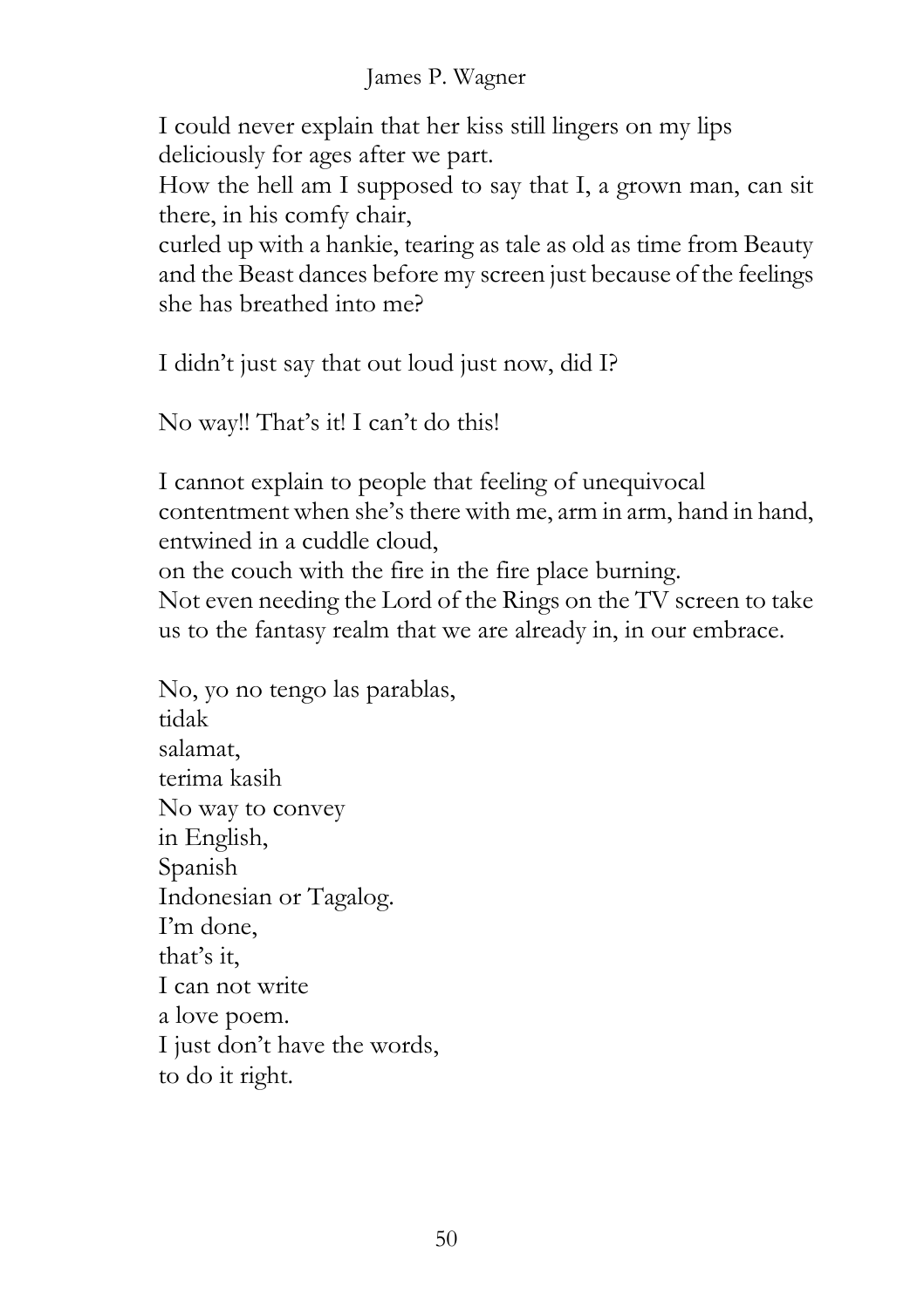I could never explain that her kiss still lingers on my lips deliciously for ages after we part.
How the hell am I supposed to say that I, a grown man, can sit there, in his comfy chair,
curled up with a hankie, tearing as tale as old as time from Beauty and the Beast dances before my screen just because of the feelings she has breathed into me?

I didn't just say that out loud just now, did I?

No way!! That's it! I can't do this!

I cannot explain to people that feeling of unequivocal contentment when she's there with me, arm in arm, hand in hand, entwined in a cuddle cloud,
on the couch with the fire in the fire place burning.
Not even needing the Lord of the Rings on the TV screen to take us to the fantasy realm that we are already in, in our embrace.

No, yo no tengo las parablas,
tidak
salamat,
terima kasih
No way to convey
in English,
Spanish
Indonesian or Tagalog.
I'm done,
that's it,
I can not write
a love poem.
I just don't have the words,
to do it right.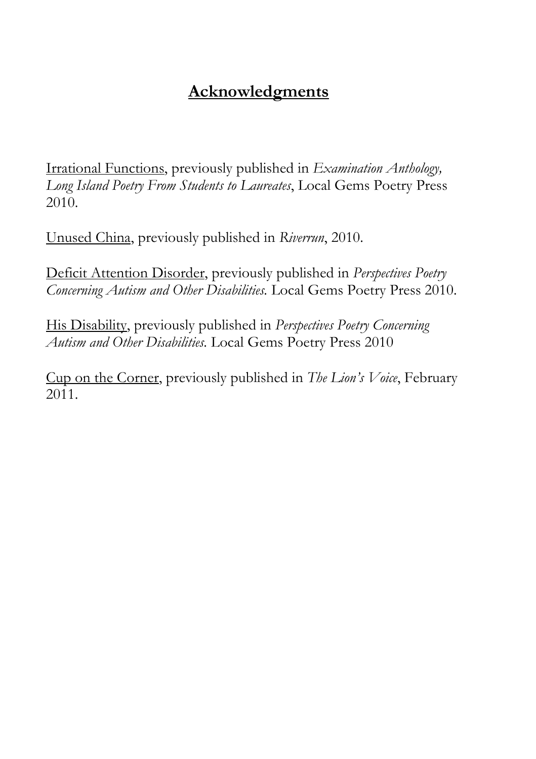## **Acknowledgments**

<u>Irrational Functions</u>, previously published in *Examination Anthology, Long Island Poetry From Students to Laureates*, Local Gems Poetry Press 2010.

<u>Unused China</u>, previously published in *Riverrun*, 2010.

<u>Deficit Attention Disorder</u>, previously published in *Perspectives Poetry Concerning Autism and Other Disabilities.* Local Gems Poetry Press 2010.

<u>His Disability</u>, previously published in *Perspectives Poetry Concerning Autism and Other Disabilities.* Local Gems Poetry Press 2010

<u>Cup on the Corner</u>, previously published in *The Lion's Voice*, February 2011.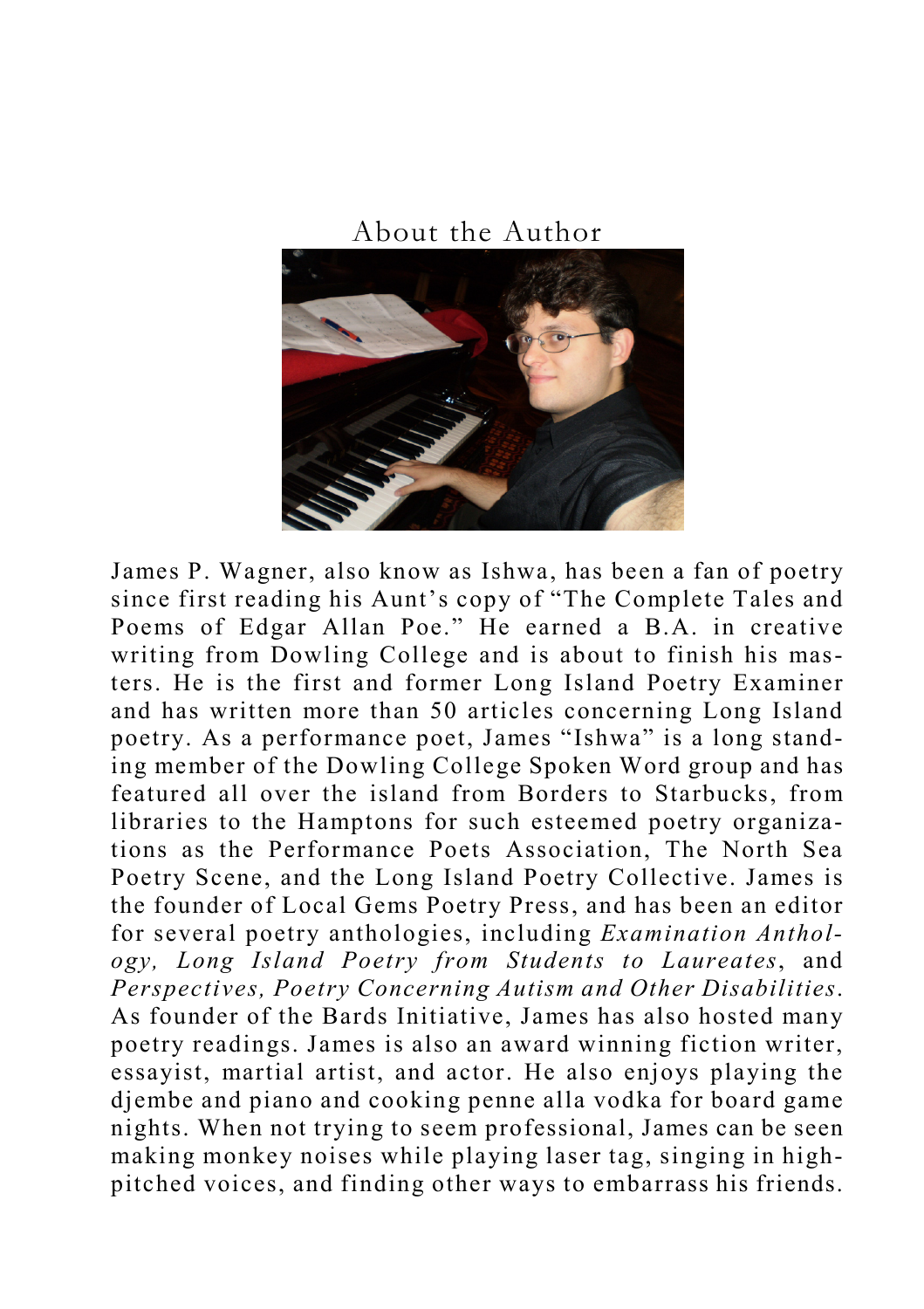## About the Author

James P. Wagner, also know as Ishwa, has been a fan of poetry since first reading his Aunt's copy of "The Complete Tales and Poems of Edgar Allan Poe." He earned a B.A. in creative writing from Dowling College and is about to finish his masters. He is the first and former Long Island Poetry Examiner and has written more than 50 articles concerning Long Island poetry. As a performance poet, James "Ishwa" is a long standing member of the Dowling College Spoken Word group and has featured all over the island from Borders to Starbucks, from libraries to the Hamptons for such esteemed poetry organizations as the Performance Poets Association, The North Sea Poetry Scene, and the Long Island Poetry Collective. James is the founder of Local Gems Poetry Press, and has been an editor for several poetry anthologies, including *Examination Anthology, Long Island Poetry from Students to Laureates*, and *Perspectives, Poetry Concerning Autism and Other Disabilities*. As founder of the Bards Initiative, James has also hosted many poetry readings. James is also an award winning fiction writer, essayist, martial artist, and actor. He also enjoys playing the djembe and piano and cooking penne alla vodka for board game nights. When not trying to seem professional, James can be seen making monkey noises while playing laser tag, singing in high-pitched voices, and finding other ways to embarrass his friends.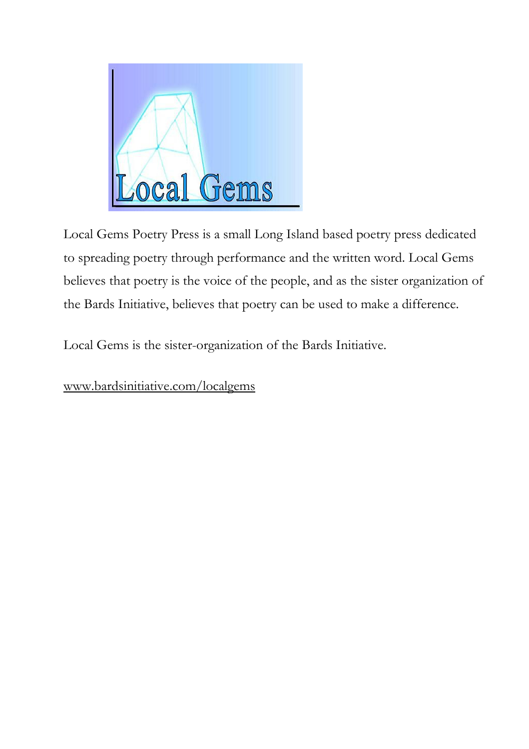Local Gems Poetry Press is a small Long Island based poetry press dedicated to spreading poetry through performance and the written word. Local Gems believes that poetry is the voice of the people, and as the sister organization of the Bards Initiative, believes that poetry can be used to make a difference.

Local Gems is the sister-organization of the Bards Initiative.

www.bardsinitiative.com/localgems